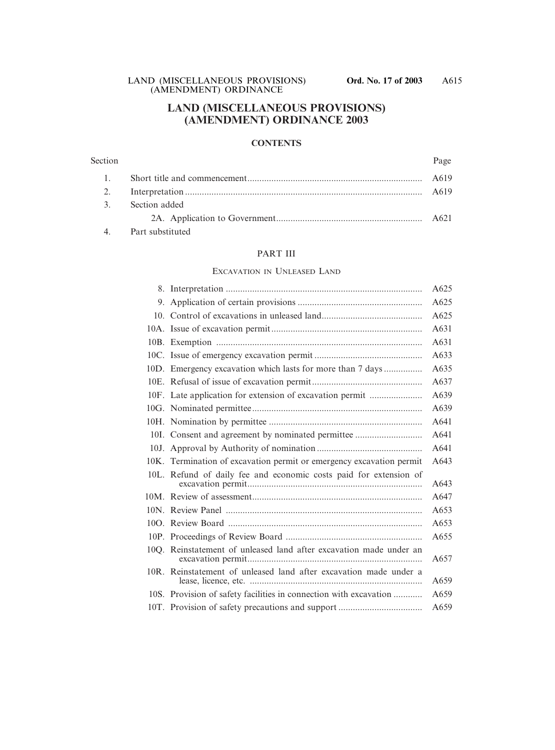# LAND (MISCELLANEOUS PROVISIONS) (AMENDMENT) ORDINANCE 2003

## CONTENTS

| Section | | Page |
|---|---|---|
| 1. | Short title and commencement | A619 |
| 2. | Interpretation | A619 |
| 3. | Section added | |
| | 2A. Application to Government | A621 |
| 4. | Part substituted | |

### PART III

#### EXCAVATION IN UNLEASED LAND

| | | Page |
|---|---|---|
| 8. | Interpretation | A625 |
| 9. | Application of certain provisions | A625 |
| 10. | Control of excavations in unleased land | A625 |
| 10A. | Issue of excavation permit | A631 |
| 10B. | Exemption | A631 |
| 10C. | Issue of emergency excavation permit | A633 |
| 10D. | Emergency excavation which lasts for more than 7 days | A635 |
| 10E. | Refusal of issue of excavation permit | A637 |
| 10F. | Late application for extension of excavation permit | A639 |
| 10G. | Nominated permittee | A639 |
| 10H. | Nomination by permittee | A641 |
| 10I. | Consent and agreement by nominated permittee | A641 |
| 10J. | Approval by Authority of nomination | A641 |
| 10K. | Termination of excavation permit or emergency excavation permit | A643 |
| 10L. | Refund of daily fee and economic costs paid for extension of excavation permit | A643 |
| 10M. | Review of assessment | A647 |
| 10N. | Review Panel | A653 |
| 10O. | Review Board | A653 |
| 10P. | Proceedings of Review Board | A655 |
| 10Q. | Reinstatement of unleased land after excavation made under an excavation permit | A657 |
| 10R. | Reinstatement of unleased land after excavation made under a lease, licence, etc. | A659 |
| 10S. | Provision of safety facilities in connection with excavation | A659 |
| 10T. | Provision of safety precautions and support | A659 |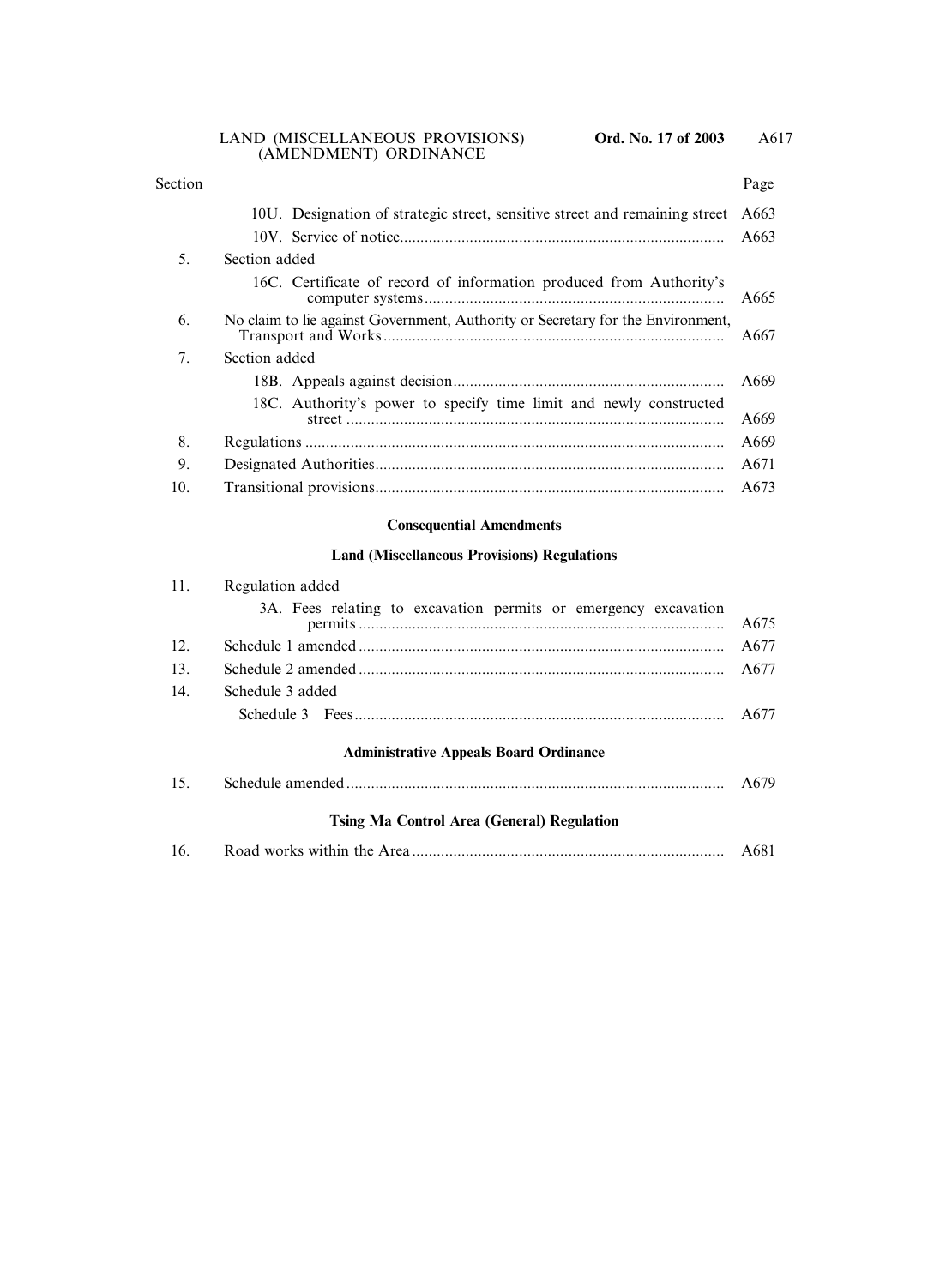| Section | | Page |
|---|---|---|
| | 10U. Designation of strategic street, sensitive street and remaining street | A663 |
| | 10V. Service of notice | A663 |
| 5. | Section added | |
| | 16C. Certificate of record of information produced from Authority's computer systems | A665 |
| 6. | No claim to lie against Government, Authority or Secretary for the Environment, Transport and Works | A667 |
| 7. | Section added | |
| | 18B. Appeals against decision | A669 |
| | 18C. Authority's power to specify time limit and newly constructed street | A669 |
| 8. | Regulations | A669 |
| 9. | Designated Authorities | A671 |
| 10. | Transitional provisions | A673 |

**Consequential Amendments**

**Land (Miscellaneous Provisions) Regulations**

| | | |
|---|---|---|
| 11. | Regulation added | |
| | 3A. Fees relating to excavation permits or emergency excavation permits | A675 |
| 12. | Schedule 1 amended | A677 |
| 13. | Schedule 2 amended | A677 |
| 14. | Schedule 3 added | |
| | Schedule 3 Fees | A677 |

**Administrative Appeals Board Ordinance**

| | | |
|---|---|---|
| 15. | Schedule amended | A679 |

**Tsing Ma Control Area (General) Regulation**

| | | |
|---|---|---|
| 16. | Road works within the Area | A681 |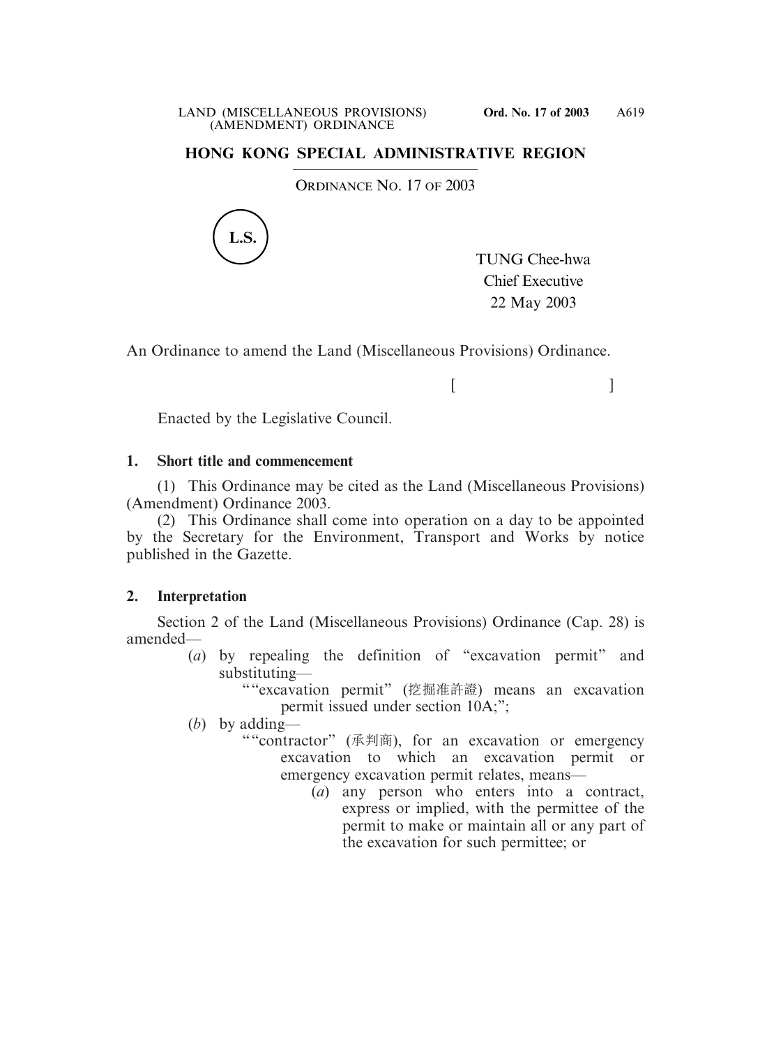# HONG KONG SPECIAL ADMINISTRATIVE REGION

ORDINANCE NO. 17 OF 2003

L.S.

TUNG Chee-hwa
Chief Executive
22 May 2003

An Ordinance to amend the Land (Miscellaneous Provisions) Ordinance.

[ ]

Enacted by the Legislative Council.

**1. Short title and commencement**

(1) This Ordinance may be cited as the Land (Miscellaneous Provisions) (Amendment) Ordinance 2003.

(2) This Ordinance shall come into operation on a day to be appointed by the Secretary for the Environment, Transport and Works by notice published in the Gazette.

**2. Interpretation**

Section 2 of the Land (Miscellaneous Provisions) Ordinance (Cap. 28) is amended—

(*a*) by repealing the definition of "excavation permit" and substituting—

""excavation permit" (挖掘准許證) means an excavation permit issued under section 10A;";

(*b*) by adding—

""contractor" (承判商), for an excavation or emergency excavation to which an excavation permit or emergency excavation permit relates, means—

(*a*) any person who enters into a contract, express or implied, with the permittee of the permit to make or maintain all or any part of the excavation for such permittee; or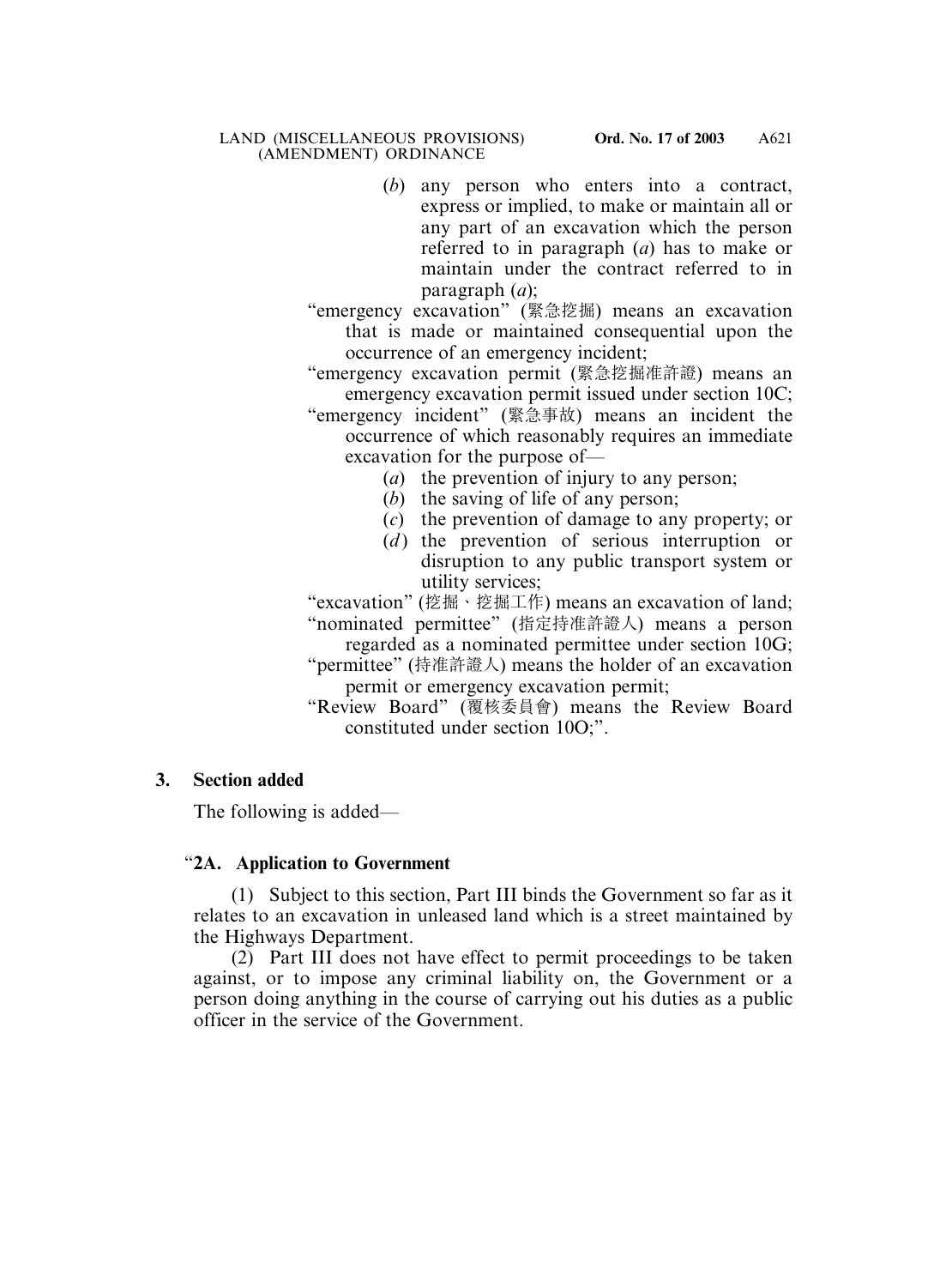(*b*) any person who enters into a contract, express or implied, to make or maintain all or any part of an excavation which the person referred to in paragraph (*a*) has to make or maintain under the contract referred to in paragraph (*a*);

"emergency excavation" (緊急挖掘) means an excavation that is made or maintained consequential upon the occurrence of an emergency incident;

"emergency excavation permit (緊急挖掘准許證) means an emergency excavation permit issued under section 10C;

"emergency incident" (緊急事故) means an incident the occurrence of which reasonably requires an immediate excavation for the purpose of—

(*a*) the prevention of injury to any person;

(*b*) the saving of life of any person;

(*c*) the prevention of damage to any property; or

(*d*) the prevention of serious interruption or disruption to any public transport system or utility services;

"excavation" (挖掘、挖掘工作) means an excavation of land;

"nominated permittee" (指定持准許證人) means a person regarded as a nominated permittee under section 10G;

"permittee" (持准許證人) means the holder of an excavation permit or emergency excavation permit;

"Review Board" (覆核委員會) means the Review Board constituted under section 10O;".

## 3. Section added

The following is added—

### "2A. Application to Government

(1) Subject to this section, Part III binds the Government so far as it relates to an excavation in unleased land which is a street maintained by the Highways Department.

(2) Part III does not have effect to permit proceedings to be taken against, or to impose any criminal liability on, the Government or a person doing anything in the course of carrying out his duties as a public officer in the service of the Government.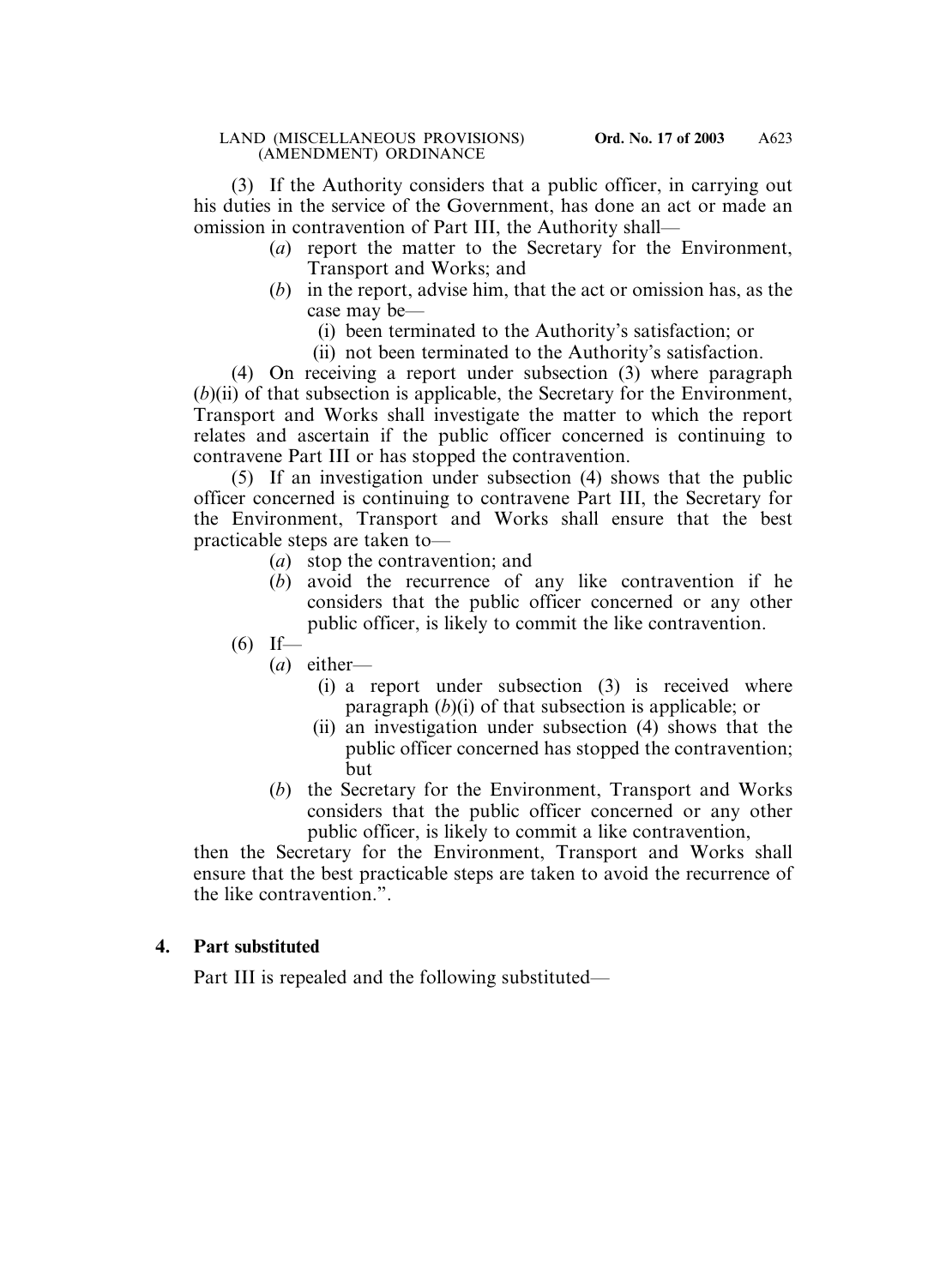(3) If the Authority considers that a public officer, in carrying out his duties in the service of the Government, has done an act or made an omission in contravention of Part III, the Authority shall—

- (*a*) report the matter to the Secretary for the Environment, Transport and Works; and
- (*b*) in the report, advise him, that the act or omission has, as the case may be—
  - (i) been terminated to the Authority's satisfaction; or
  - (ii) not been terminated to the Authority's satisfaction.

(4) On receiving a report under subsection (3) where paragraph (*b*)(ii) of that subsection is applicable, the Secretary for the Environment, Transport and Works shall investigate the matter to which the report relates and ascertain if the public officer concerned is continuing to contravene Part III or has stopped the contravention.

(5) If an investigation under subsection (4) shows that the public officer concerned is continuing to contravene Part III, the Secretary for the Environment, Transport and Works shall ensure that the best practicable steps are taken to—

- (*a*) stop the contravention; and
- (*b*) avoid the recurrence of any like contravention if he considers that the public officer concerned or any other public officer, is likely to commit the like contravention.

(6) If—

- (*a*) either—
  - (i) a report under subsection (3) is received where paragraph (*b*)(i) of that subsection is applicable; or
  - (ii) an investigation under subsection (4) shows that the public officer concerned has stopped the contravention; but
- (*b*) the Secretary for the Environment, Transport and Works considers that the public officer concerned or any other public officer, is likely to commit a like contravention,

then the Secretary for the Environment, Transport and Works shall ensure that the best practicable steps are taken to avoid the recurrence of the like contravention.".

**4. Part substituted**

Part III is repealed and the following substituted—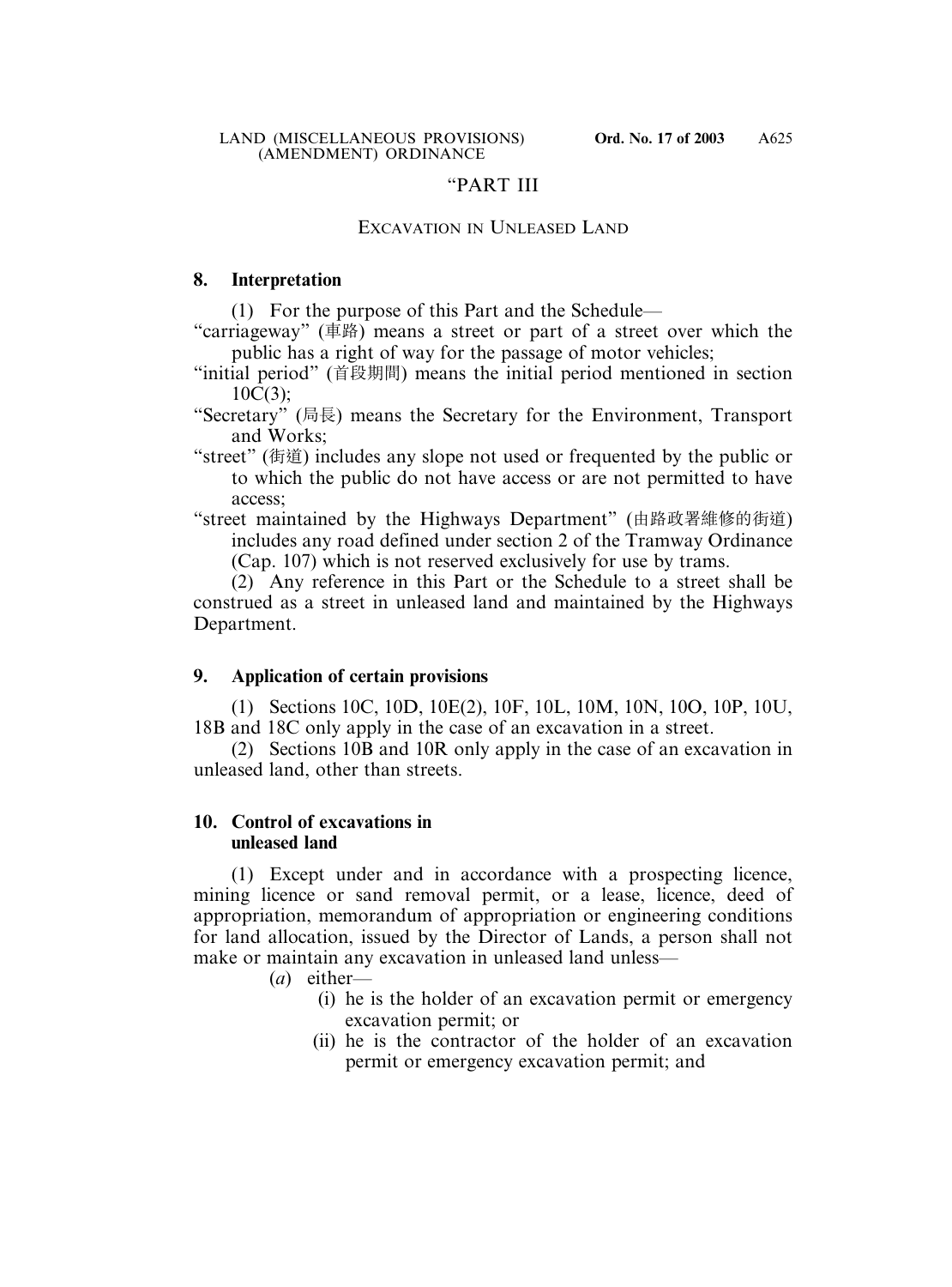"PART III

EXCAVATION IN UNLEASED LAND

**8. Interpretation**

(1) For the purpose of this Part and the Schedule—

"carriageway" (車路) means a street or part of a street over which the public has a right of way for the passage of motor vehicles;

"initial period" (首段期間) means the initial period mentioned in section 10C(3);

"Secretary" (局長) means the Secretary for the Environment, Transport and Works;

"street" (街道) includes any slope not used or frequented by the public or to which the public do not have access or are not permitted to have access;

"street maintained by the Highways Department" (由路政署維修的街道) includes any road defined under section 2 of the Tramway Ordinance (Cap. 107) which is not reserved exclusively for use by trams.

(2) Any reference in this Part or the Schedule to a street shall be construed as a street in unleased land and maintained by the Highways Department.

**9. Application of certain provisions**

(1) Sections 10C, 10D, 10E(2), 10F, 10L, 10M, 10N, 10O, 10P, 10U, 18B and 18C only apply in the case of an excavation in a street.

(2) Sections 10B and 10R only apply in the case of an excavation in unleased land, other than streets.

**10. Control of excavations in unleased land**

(1) Except under and in accordance with a prospecting licence, mining licence or sand removal permit, or a lease, licence, deed of appropriation, memorandum of appropriation or engineering conditions for land allocation, issued by the Director of Lands, a person shall not make or maintain any excavation in unleased land unless—

(*a*) either—

(i) he is the holder of an excavation permit or emergency excavation permit; or

(ii) he is the contractor of the holder of an excavation permit or emergency excavation permit; and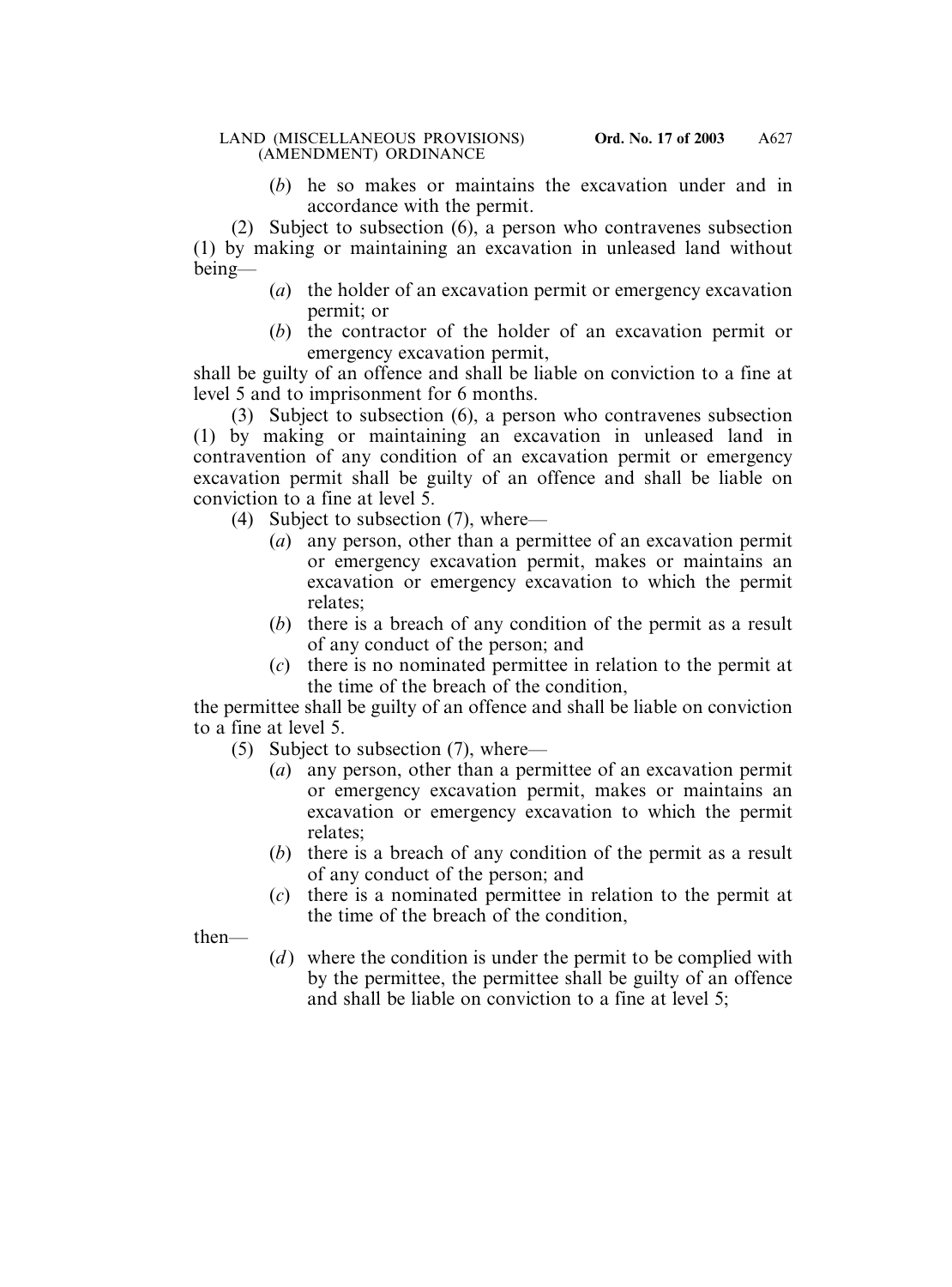(*b*) he so makes or maintains the excavation under and in accordance with the permit.

(2) Subject to subsection (6), a person who contravenes subsection (1) by making or maintaining an excavation in unleased land without being—

(*a*) the holder of an excavation permit or emergency excavation permit; or

(*b*) the contractor of the holder of an excavation permit or emergency excavation permit,

shall be guilty of an offence and shall be liable on conviction to a fine at level 5 and to imprisonment for 6 months.

(3) Subject to subsection (6), a person who contravenes subsection (1) by making or maintaining an excavation in unleased land in contravention of any condition of an excavation permit or emergency excavation permit shall be guilty of an offence and shall be liable on conviction to a fine at level 5.

(4) Subject to subsection (7), where—

(*a*) any person, other than a permittee of an excavation permit or emergency excavation permit, makes or maintains an excavation or emergency excavation to which the permit relates;

(*b*) there is a breach of any condition of the permit as a result of any conduct of the person; and

(*c*) there is no nominated permittee in relation to the permit at the time of the breach of the condition,

the permittee shall be guilty of an offence and shall be liable on conviction to a fine at level 5.

(5) Subject to subsection (7), where—

(*a*) any person, other than a permittee of an excavation permit or emergency excavation permit, makes or maintains an excavation or emergency excavation to which the permit relates;

(*b*) there is a breach of any condition of the permit as a result of any conduct of the person; and

(*c*) there is a nominated permittee in relation to the permit at the time of the breach of the condition,

then—

(*d*) where the condition is under the permit to be complied with by the permittee, the permittee shall be guilty of an offence and shall be liable on conviction to a fine at level 5;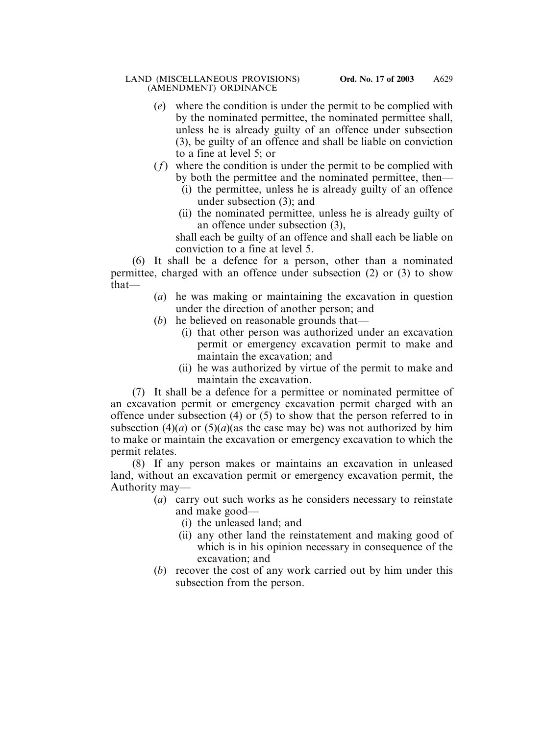(*e*) where the condition is under the permit to be complied with by the nominated permittee, the nominated permittee shall, unless he is already guilty of an offence under subsection (3), be guilty of an offence and shall be liable on conviction to a fine at level 5; or

(*f*) where the condition is under the permit to be complied with by both the permittee and the nominated permittee, then—

(i) the permittee, unless he is already guilty of an offence under subsection (3); and

(ii) the nominated permittee, unless he is already guilty of an offence under subsection (3),

shall each be guilty of an offence and shall each be liable on conviction to a fine at level 5.

(6) It shall be a defence for a person, other than a nominated permittee, charged with an offence under subsection (2) or (3) to show that—

(*a*) he was making or maintaining the excavation in question under the direction of another person; and

(*b*) he believed on reasonable grounds that—

(i) that other person was authorized under an excavation permit or emergency excavation permit to make and maintain the excavation; and

(ii) he was authorized by virtue of the permit to make and maintain the excavation.

(7) It shall be a defence for a permittee or nominated permittee of an excavation permit or emergency excavation permit charged with an offence under subsection (4) or (5) to show that the person referred to in subsection (4)(*a*) or (5)(*a*)(as the case may be) was not authorized by him to make or maintain the excavation or emergency excavation to which the permit relates.

(8) If any person makes or maintains an excavation in unleased land, without an excavation permit or emergency excavation permit, the Authority may—

(*a*) carry out such works as he considers necessary to reinstate and make good—

(i) the unleased land; and

(ii) any other land the reinstatement and making good of which is in his opinion necessary in consequence of the excavation; and

(*b*) recover the cost of any work carried out by him under this subsection from the person.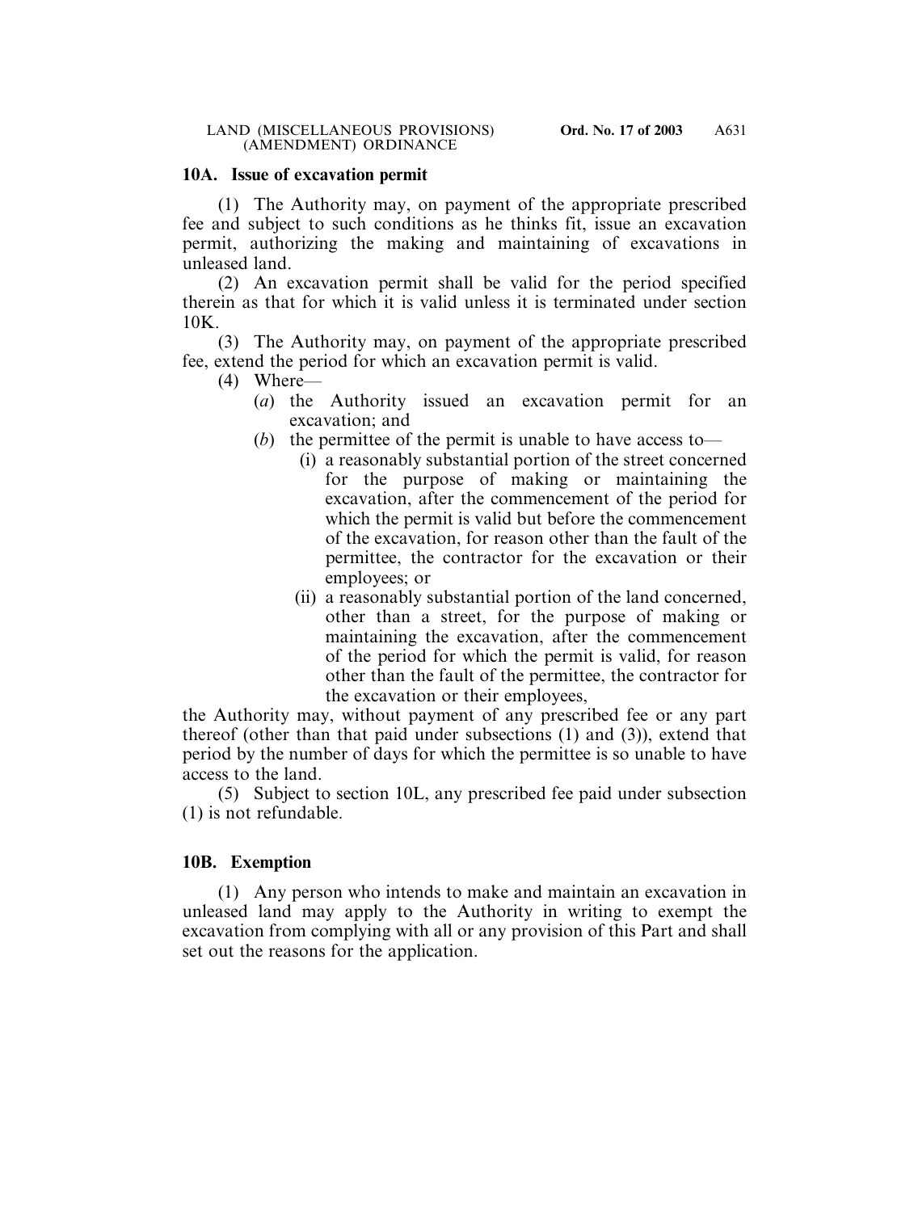### 10A. Issue of excavation permit

(1) The Authority may, on payment of the appropriate prescribed fee and subject to such conditions as he thinks fit, issue an excavation permit, authorizing the making and maintaining of excavations in unleased land.

(2) An excavation permit shall be valid for the period specified therein as that for which it is valid unless it is terminated under section 10K.

(3) The Authority may, on payment of the appropriate prescribed fee, extend the period for which an excavation permit is valid.

(4) Where—

- (*a*) the Authority issued an excavation permit for an excavation; and
- (*b*) the permittee of the permit is unable to have access to—
  - (i) a reasonably substantial portion of the street concerned for the purpose of making or maintaining the excavation, after the commencement of the period for which the permit is valid but before the commencement of the excavation, for reason other than the fault of the permittee, the contractor for the excavation or their employees; or
  - (ii) a reasonably substantial portion of the land concerned, other than a street, for the purpose of making or maintaining the excavation, after the commencement of the period for which the permit is valid, for reason other than the fault of the permittee, the contractor for the excavation or their employees,

the Authority may, without payment of any prescribed fee or any part thereof (other than that paid under subsections (1) and (3)), extend that period by the number of days for which the permittee is so unable to have access to the land.

(5) Subject to section 10L, any prescribed fee paid under subsection (1) is not refundable.

### 10B. Exemption

(1) Any person who intends to make and maintain an excavation in unleased land may apply to the Authority in writing to exempt the excavation from complying with all or any provision of this Part and shall set out the reasons for the application.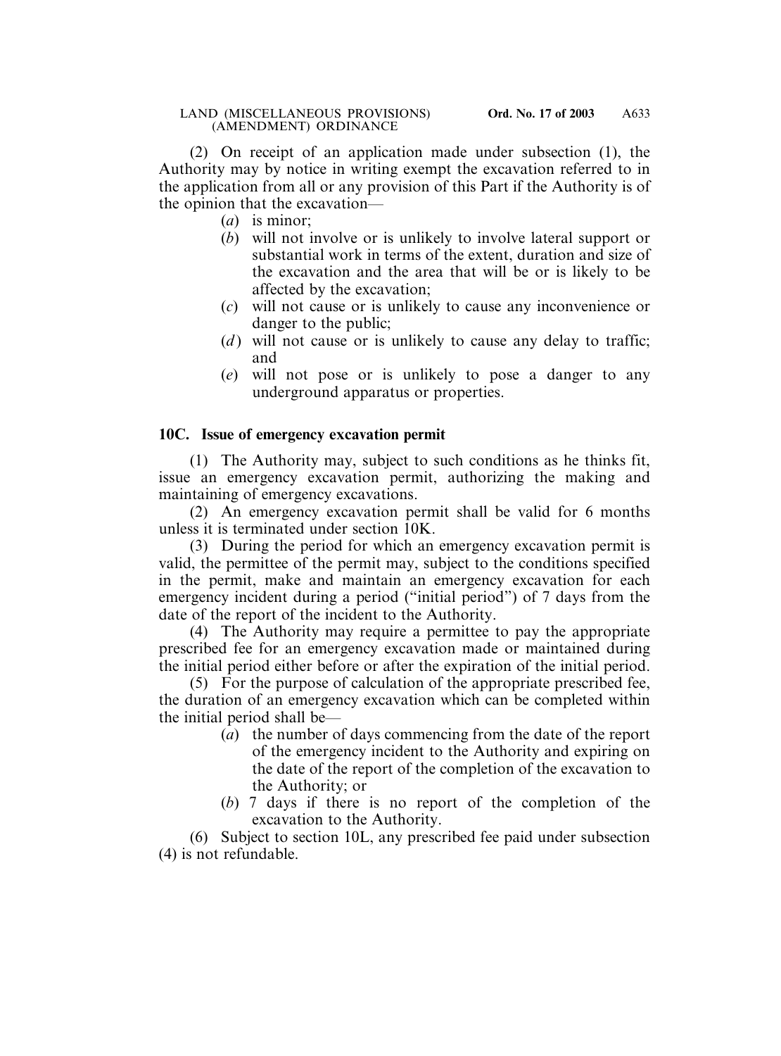(2) On receipt of an application made under subsection (1), the Authority may by notice in writing exempt the excavation referred to in the application from all or any provision of this Part if the Authority is of the opinion that the excavation—

(*a*) is minor;

(*b*) will not involve or is unlikely to involve lateral support or substantial work in terms of the extent, duration and size of the excavation and the area that will be or is likely to be affected by the excavation;

(*c*) will not cause or is unlikely to cause any inconvenience or danger to the public;

(*d*) will not cause or is unlikely to cause any delay to traffic; and

(*e*) will not pose or is unlikely to pose a danger to any underground apparatus or properties.

**10C. Issue of emergency excavation permit**

(1) The Authority may, subject to such conditions as he thinks fit, issue an emergency excavation permit, authorizing the making and maintaining of emergency excavations.

(2) An emergency excavation permit shall be valid for 6 months unless it is terminated under section 10K.

(3) During the period for which an emergency excavation permit is valid, the permittee of the permit may, subject to the conditions specified in the permit, make and maintain an emergency excavation for each emergency incident during a period ("initial period") of 7 days from the date of the report of the incident to the Authority.

(4) The Authority may require a permittee to pay the appropriate prescribed fee for an emergency excavation made or maintained during the initial period either before or after the expiration of the initial period.

(5) For the purpose of calculation of the appropriate prescribed fee, the duration of an emergency excavation which can be completed within the initial period shall be—

(*a*) the number of days commencing from the date of the report of the emergency incident to the Authority and expiring on the date of the report of the completion of the excavation to the Authority; or

(*b*) 7 days if there is no report of the completion of the excavation to the Authority.

(6) Subject to section 10L, any prescribed fee paid under subsection (4) is not refundable.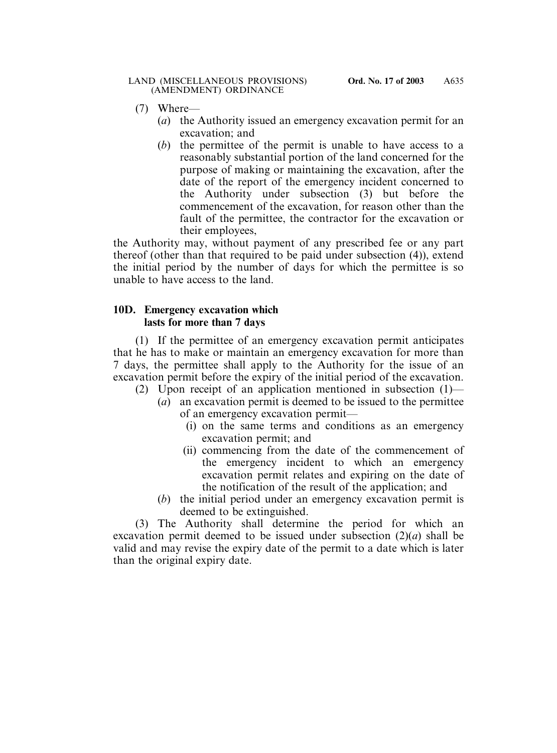(7) Where—

(*a*) the Authority issued an emergency excavation permit for an excavation; and

(*b*) the permittee of the permit is unable to have access to a reasonably substantial portion of the land concerned for the purpose of making or maintaining the excavation, after the date of the report of the emergency incident concerned to the Authority under subsection (3) but before the commencement of the excavation, for reason other than the fault of the permittee, the contractor for the excavation or their employees,

the Authority may, without payment of any prescribed fee or any part thereof (other than that required to be paid under subsection (4)), extend the initial period by the number of days for which the permittee is so unable to have access to the land.

**10D. Emergency excavation which lasts for more than 7 days**

(1) If the permittee of an emergency excavation permit anticipates that he has to make or maintain an emergency excavation for more than 7 days, the permittee shall apply to the Authority for the issue of an excavation permit before the expiry of the initial period of the excavation.

(2) Upon receipt of an application mentioned in subsection (1)—

(*a*) an excavation permit is deemed to be issued to the permittee of an emergency excavation permit—

(i) on the same terms and conditions as an emergency excavation permit; and

(ii) commencing from the date of the commencement of the emergency incident to which an emergency excavation permit relates and expiring on the date of the notification of the result of the application; and

(*b*) the initial period under an emergency excavation permit is deemed to be extinguished.

(3) The Authority shall determine the period for which an excavation permit deemed to be issued under subsection (2)(*a*) shall be valid and may revise the expiry date of the permit to a date which is later than the original expiry date.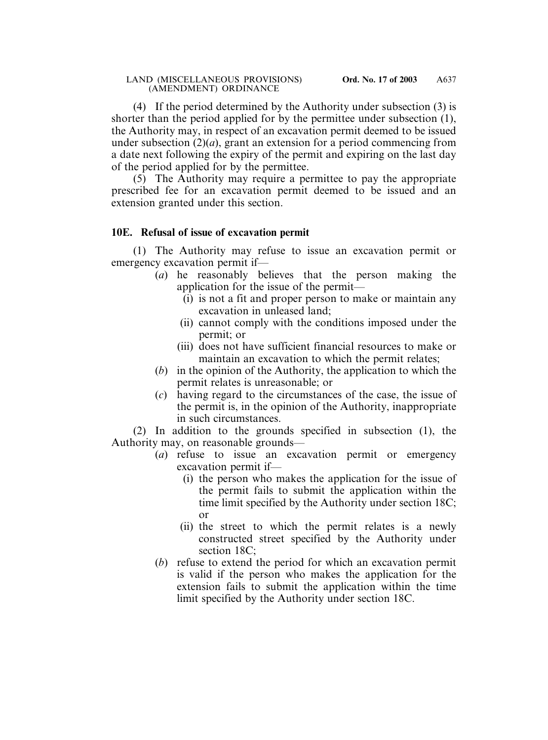(4) If the period determined by the Authority under subsection (3) is shorter than the period applied for by the permittee under subsection (1), the Authority may, in respect of an excavation permit deemed to be issued under subsection (2)(*a*), grant an extension for a period commencing from a date next following the expiry of the permit and expiring on the last day of the period applied for by the permittee.

(5) The Authority may require a permittee to pay the appropriate prescribed fee for an excavation permit deemed to be issued and an extension granted under this section.

**10E. Refusal of issue of excavation permit**

(1) The Authority may refuse to issue an excavation permit or emergency excavation permit if—

- (*a*) he reasonably believes that the person making the application for the issue of the permit—
  - (i) is not a fit and proper person to make or maintain any excavation in unleased land;
  - (ii) cannot comply with the conditions imposed under the permit; or
  - (iii) does not have sufficient financial resources to make or maintain an excavation to which the permit relates;
- (*b*) in the opinion of the Authority, the application to which the permit relates is unreasonable; or
- (*c*) having regard to the circumstances of the case, the issue of the permit is, in the opinion of the Authority, inappropriate in such circumstances.

(2) In addition to the grounds specified in subsection (1), the Authority may, on reasonable grounds—

- (*a*) refuse to issue an excavation permit or emergency excavation permit if—
  - (i) the person who makes the application for the issue of the permit fails to submit the application within the time limit specified by the Authority under section 18C; or
  - (ii) the street to which the permit relates is a newly constructed street specified by the Authority under section 18C;
- (*b*) refuse to extend the period for which an excavation permit is valid if the person who makes the application for the extension fails to submit the application within the time limit specified by the Authority under section 18C.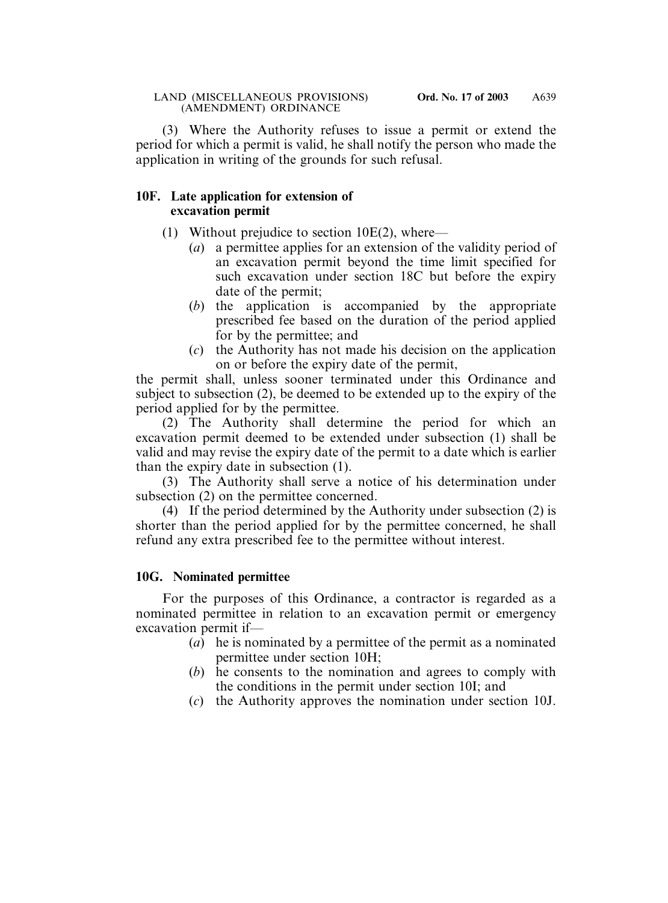(3) Where the Authority refuses to issue a permit or extend the period for which a permit is valid, he shall notify the person who made the application in writing of the grounds for such refusal.

### 10F. Late application for extension of excavation permit

(1) Without prejudice to section 10E(2), where—

- (*a*) a permittee applies for an extension of the validity period of an excavation permit beyond the time limit specified for such excavation under section 18C but before the expiry date of the permit;
- (*b*) the application is accompanied by the appropriate prescribed fee based on the duration of the period applied for by the permittee; and
- (*c*) the Authority has not made his decision on the application on or before the expiry date of the permit,

the permit shall, unless sooner terminated under this Ordinance and subject to subsection (2), be deemed to be extended up to the expiry of the period applied for by the permittee.

(2) The Authority shall determine the period for which an excavation permit deemed to be extended under subsection (1) shall be valid and may revise the expiry date of the permit to a date which is earlier than the expiry date in subsection (1).

(3) The Authority shall serve a notice of his determination under subsection (2) on the permittee concerned.

(4) If the period determined by the Authority under subsection (2) is shorter than the period applied for by the permittee concerned, he shall refund any extra prescribed fee to the permittee without interest.

### 10G. Nominated permittee

For the purposes of this Ordinance, a contractor is regarded as a nominated permittee in relation to an excavation permit or emergency excavation permit if—

- (*a*) he is nominated by a permittee of the permit as a nominated permittee under section 10H;
- (*b*) he consents to the nomination and agrees to comply with the conditions in the permit under section 10I; and
- (*c*) the Authority approves the nomination under section 10J.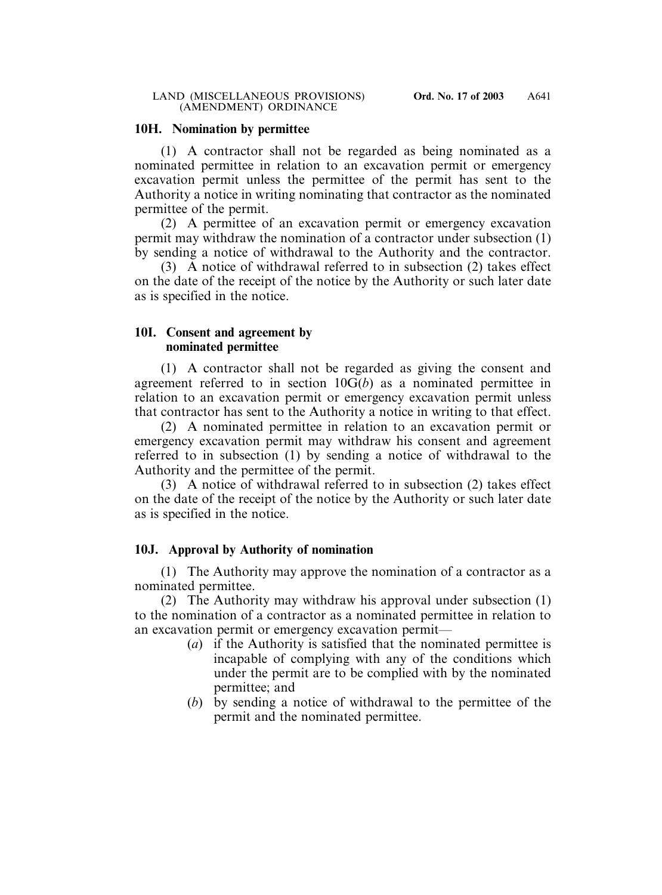## 10H. Nomination by permittee

(1) A contractor shall not be regarded as being nominated as a nominated permittee in relation to an excavation permit or emergency excavation permit unless the permittee of the permit has sent to the Authority a notice in writing nominating that contractor as the nominated permittee of the permit.

(2) A permittee of an excavation permit or emergency excavation permit may withdraw the nomination of a contractor under subsection (1) by sending a notice of withdrawal to the Authority and the contractor.

(3) A notice of withdrawal referred to in subsection (2) takes effect on the date of the receipt of the notice by the Authority or such later date as is specified in the notice.

## 10I. Consent and agreement by nominated permittee

(1) A contractor shall not be regarded as giving the consent and agreement referred to in section 10G(*b*) as a nominated permittee in relation to an excavation permit or emergency excavation permit unless that contractor has sent to the Authority a notice in writing to that effect.

(2) A nominated permittee in relation to an excavation permit or emergency excavation permit may withdraw his consent and agreement referred to in subsection (1) by sending a notice of withdrawal to the Authority and the permittee of the permit.

(3) A notice of withdrawal referred to in subsection (2) takes effect on the date of the receipt of the notice by the Authority or such later date as is specified in the notice.

## 10J. Approval by Authority of nomination

(1) The Authority may approve the nomination of a contractor as a nominated permittee.

(2) The Authority may withdraw his approval under subsection (1) to the nomination of a contractor as a nominated permittee in relation to an excavation permit or emergency excavation permit—

(*a*) if the Authority is satisfied that the nominated permittee is incapable of complying with any of the conditions which under the permit are to be complied with by the nominated permittee; and

(*b*) by sending a notice of withdrawal to the permittee of the permit and the nominated permittee.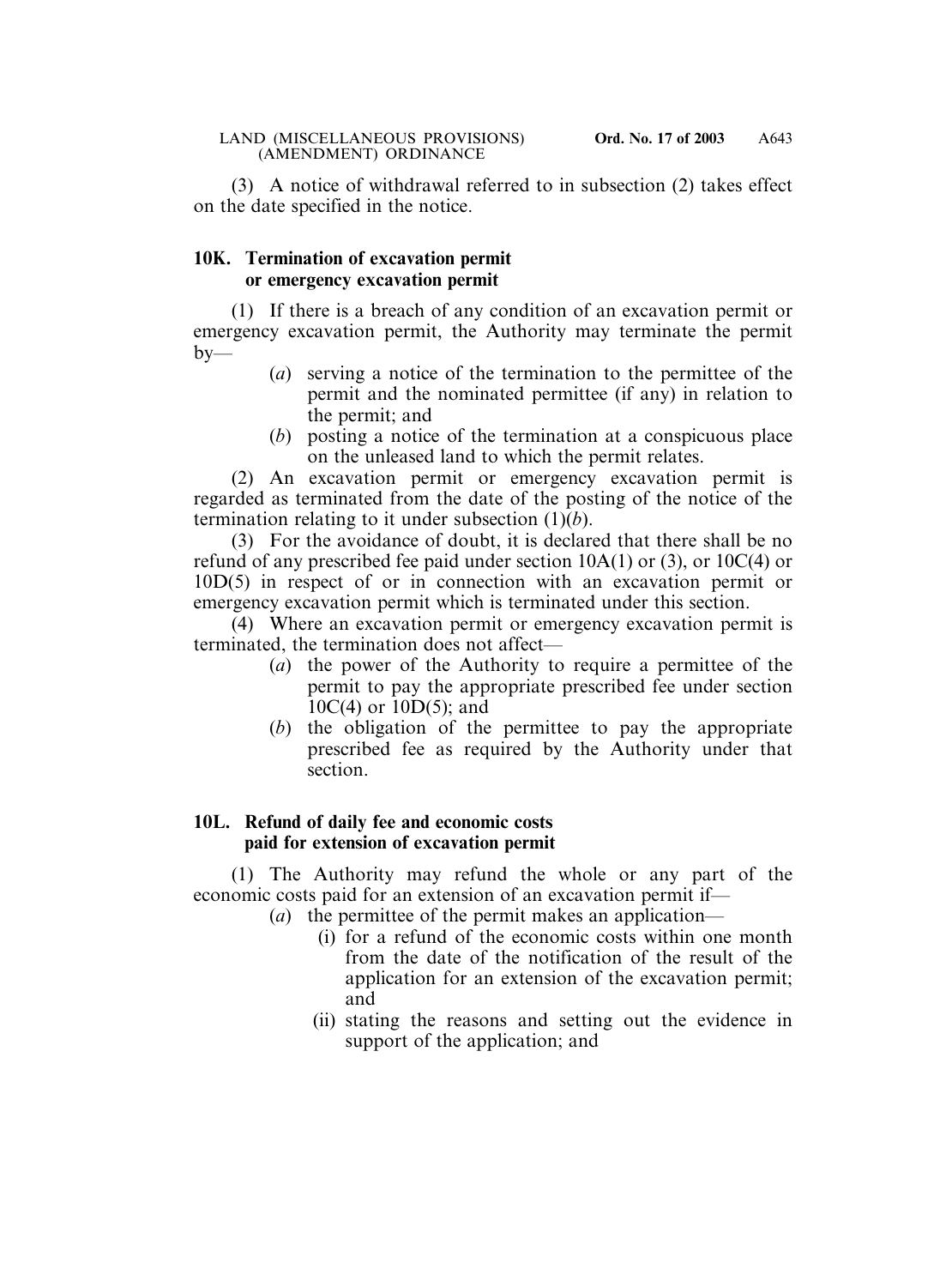(3) A notice of withdrawal referred to in subsection (2) takes effect on the date specified in the notice.

**10K. Termination of excavation permit or emergency excavation permit**

(1) If there is a breach of any condition of an excavation permit or emergency excavation permit, the Authority may terminate the permit by—

- (*a*) serving a notice of the termination to the permittee of the permit and the nominated permittee (if any) in relation to the permit; and
- (*b*) posting a notice of the termination at a conspicuous place on the unleased land to which the permit relates.

(2) An excavation permit or emergency excavation permit is regarded as terminated from the date of the posting of the notice of the termination relating to it under subsection (1)(*b*).

(3) For the avoidance of doubt, it is declared that there shall be no refund of any prescribed fee paid under section 10A(1) or (3), or 10C(4) or 10D(5) in respect of or in connection with an excavation permit or emergency excavation permit which is terminated under this section.

(4) Where an excavation permit or emergency excavation permit is terminated, the termination does not affect—

- (*a*) the power of the Authority to require a permittee of the permit to pay the appropriate prescribed fee under section 10C(4) or 10D(5); and
- (*b*) the obligation of the permittee to pay the appropriate prescribed fee as required by the Authority under that section.

**10L. Refund of daily fee and economic costs paid for extension of excavation permit**

(1) The Authority may refund the whole or any part of the economic costs paid for an extension of an excavation permit if—

- (*a*) the permittee of the permit makes an application—
  - (i) for a refund of the economic costs within one month from the date of the notification of the result of the application for an extension of the excavation permit; and
  - (ii) stating the reasons and setting out the evidence in support of the application; and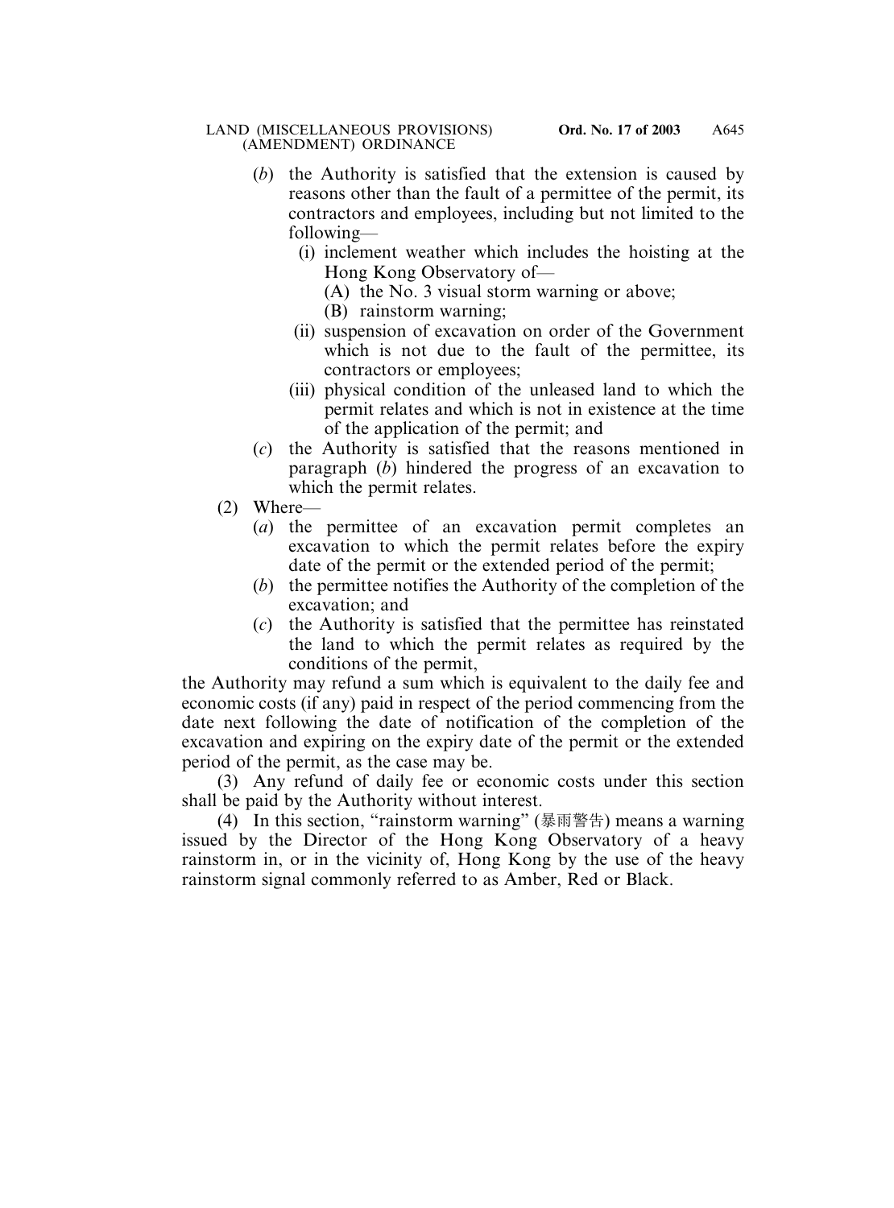(*b*) the Authority is satisfied that the extension is caused by reasons other than the fault of a permittee of the permit, its contractors and employees, including but not limited to the following—

(i) inclement weather which includes the hoisting at the Hong Kong Observatory of—

(A) the No. 3 visual storm warning or above;

(B) rainstorm warning;

(ii) suspension of excavation on order of the Government which is not due to the fault of the permittee, its contractors or employees;

(iii) physical condition of the unleased land to which the permit relates and which is not in existence at the time of the application of the permit; and

(*c*) the Authority is satisfied that the reasons mentioned in paragraph (*b*) hindered the progress of an excavation to which the permit relates.

(2) Where—

(*a*) the permittee of an excavation permit completes an excavation to which the permit relates before the expiry date of the permit or the extended period of the permit;

(*b*) the permittee notifies the Authority of the completion of the excavation; and

(*c*) the Authority is satisfied that the permittee has reinstated the land to which the permit relates as required by the conditions of the permit,

the Authority may refund a sum which is equivalent to the daily fee and economic costs (if any) paid in respect of the period commencing from the date next following the date of notification of the completion of the excavation and expiring on the expiry date of the permit or the extended period of the permit, as the case may be.

(3) Any refund of daily fee or economic costs under this section shall be paid by the Authority without interest.

(4) In this section, "rainstorm warning" (暴雨警告) means a warning issued by the Director of the Hong Kong Observatory of a heavy rainstorm in, or in the vicinity of, Hong Kong by the use of the heavy rainstorm signal commonly referred to as Amber, Red or Black.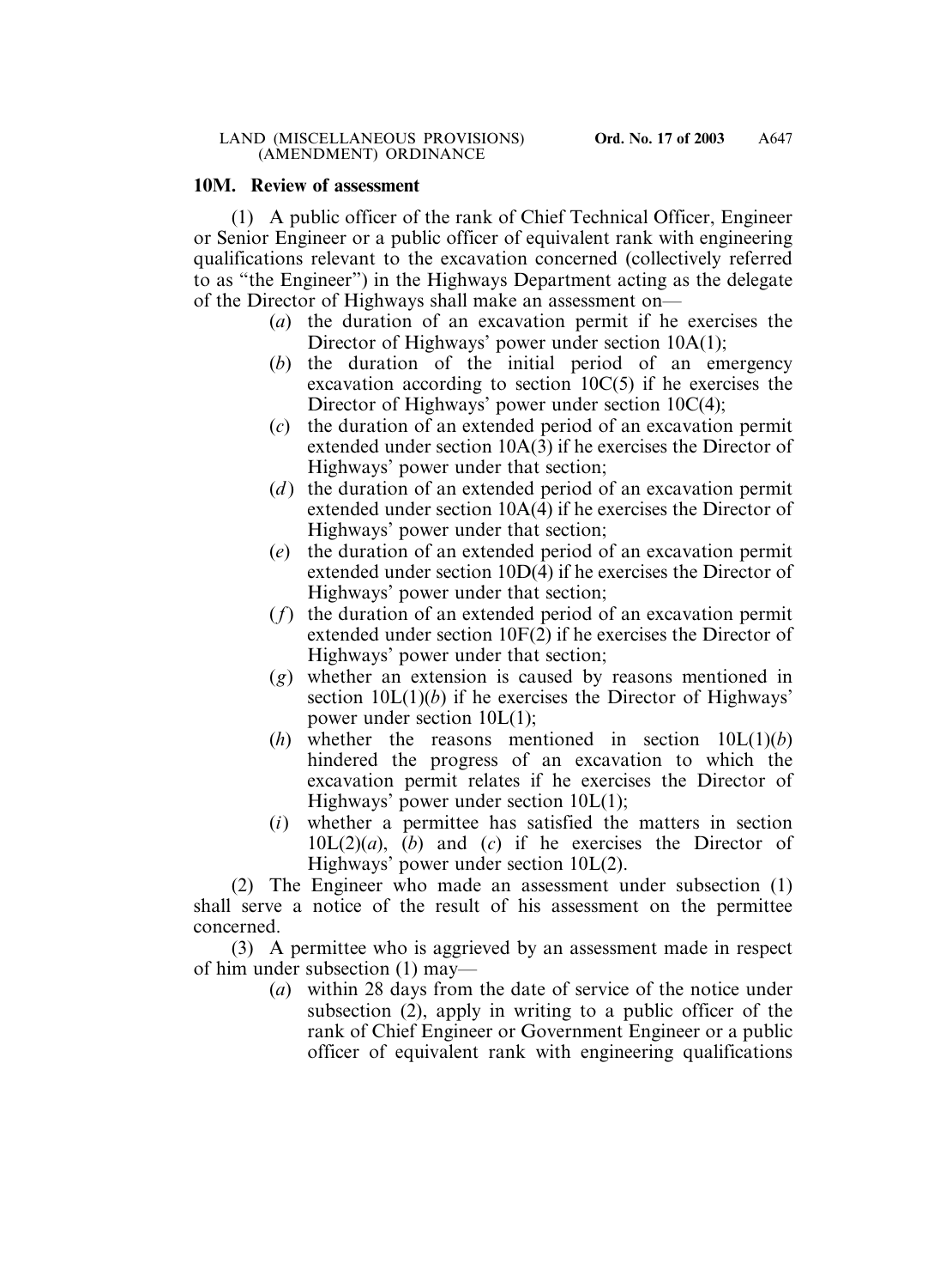**10M. Review of assessment**

(1) A public officer of the rank of Chief Technical Officer, Engineer or Senior Engineer or a public officer of equivalent rank with engineering qualifications relevant to the excavation concerned (collectively referred to as "the Engineer") in the Highways Department acting as the delegate of the Director of Highways shall make an assessment on—

- (*a*) the duration of an excavation permit if he exercises the Director of Highways' power under section 10A(1);
- (*b*) the duration of the initial period of an emergency excavation according to section 10C(5) if he exercises the Director of Highways' power under section 10C(4);
- (*c*) the duration of an extended period of an excavation permit extended under section 10A(3) if he exercises the Director of Highways' power under that section;
- (*d*) the duration of an extended period of an excavation permit extended under section 10A(4) if he exercises the Director of Highways' power under that section;
- (*e*) the duration of an extended period of an excavation permit extended under section 10D(4) if he exercises the Director of Highways' power under that section;
- (*f*) the duration of an extended period of an excavation permit extended under section 10F(2) if he exercises the Director of Highways' power under that section;
- (*g*) whether an extension is caused by reasons mentioned in section 10L(1)(*b*) if he exercises the Director of Highways' power under section 10L(1);
- (*h*) whether the reasons mentioned in section 10L(1)(*b*) hindered the progress of an excavation to which the excavation permit relates if he exercises the Director of Highways' power under section 10L(1);
- (*i*) whether a permittee has satisfied the matters in section 10L(2)(*a*), (*b*) and (*c*) if he exercises the Director of Highways' power under section 10L(2).

(2) The Engineer who made an assessment under subsection (1) shall serve a notice of the result of his assessment on the permittee concerned.

(3) A permittee who is aggrieved by an assessment made in respect of him under subsection (1) may—

- (*a*) within 28 days from the date of service of the notice under subsection (2), apply in writing to a public officer of the rank of Chief Engineer or Government Engineer or a public officer of equivalent rank with engineering qualifications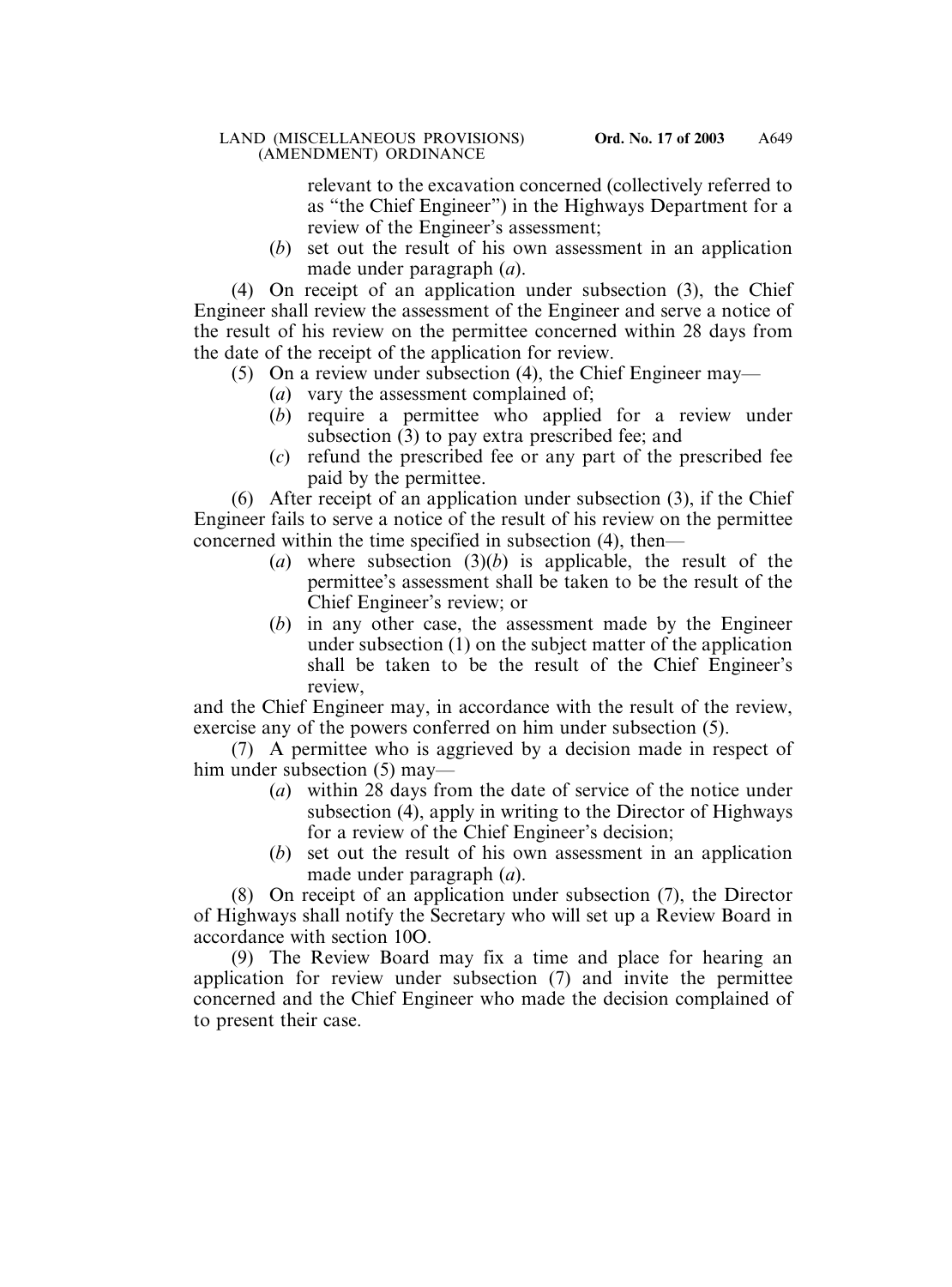relevant to the excavation concerned (collectively referred to as "the Chief Engineer") in the Highways Department for a review of the Engineer's assessment;

(*b*) set out the result of his own assessment in an application made under paragraph (*a*).

(4) On receipt of an application under subsection (3), the Chief Engineer shall review the assessment of the Engineer and serve a notice of the result of his review on the permittee concerned within 28 days from the date of the receipt of the application for review.

(5) On a review under subsection (4), the Chief Engineer may—

(*a*) vary the assessment complained of;

(*b*) require a permittee who applied for a review under subsection (3) to pay extra prescribed fee; and

(*c*) refund the prescribed fee or any part of the prescribed fee paid by the permittee.

(6) After receipt of an application under subsection (3), if the Chief Engineer fails to serve a notice of the result of his review on the permittee concerned within the time specified in subsection (4), then—

(*a*) where subsection (3)(*b*) is applicable, the result of the permittee's assessment shall be taken to be the result of the Chief Engineer's review; or

(*b*) in any other case, the assessment made by the Engineer under subsection (1) on the subject matter of the application shall be taken to be the result of the Chief Engineer's review,

and the Chief Engineer may, in accordance with the result of the review, exercise any of the powers conferred on him under subsection (5).

(7) A permittee who is aggrieved by a decision made in respect of him under subsection (5) may—

(*a*) within 28 days from the date of service of the notice under subsection (4), apply in writing to the Director of Highways for a review of the Chief Engineer's decision;

(*b*) set out the result of his own assessment in an application made under paragraph (*a*).

(8) On receipt of an application under subsection (7), the Director of Highways shall notify the Secretary who will set up a Review Board in accordance with section 10O.

(9) The Review Board may fix a time and place for hearing an application for review under subsection (7) and invite the permittee concerned and the Chief Engineer who made the decision complained of to present their case.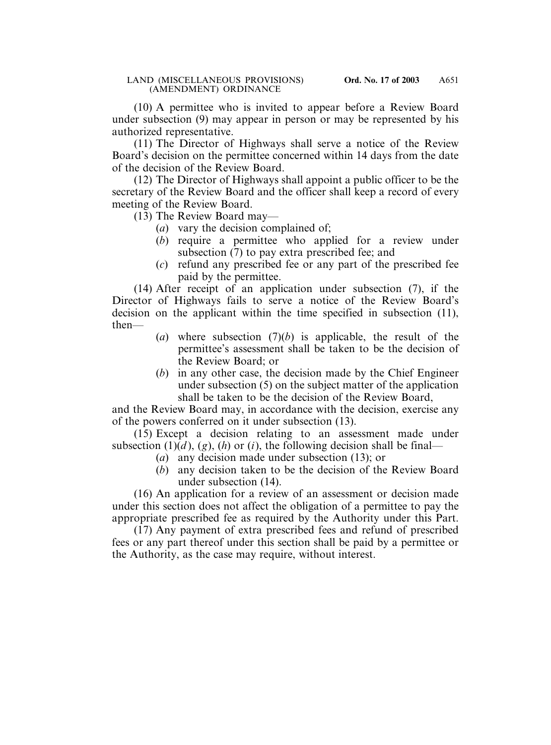(10) A permittee who is invited to appear before a Review Board under subsection (9) may appear in person or may be represented by his authorized representative.

(11) The Director of Highways shall serve a notice of the Review Board's decision on the permittee concerned within 14 days from the date of the decision of the Review Board.

(12) The Director of Highways shall appoint a public officer to be the secretary of the Review Board and the officer shall keep a record of every meeting of the Review Board.

(13) The Review Board may—

- (*a*) vary the decision complained of;
- (*b*) require a permittee who applied for a review under subsection (7) to pay extra prescribed fee; and
- (*c*) refund any prescribed fee or any part of the prescribed fee paid by the permittee.

(14) After receipt of an application under subsection (7), if the Director of Highways fails to serve a notice of the Review Board's decision on the applicant within the time specified in subsection (11), then—

- (*a*) where subsection (7)(*b*) is applicable, the result of the permittee's assessment shall be taken to be the decision of the Review Board; or
- (*b*) in any other case, the decision made by the Chief Engineer under subsection (5) on the subject matter of the application shall be taken to be the decision of the Review Board,

and the Review Board may, in accordance with the decision, exercise any of the powers conferred on it under subsection (13).

(15) Except a decision relating to an assessment made under subsection (1)(*d*), (*g*), (*h*) or (*i*), the following decision shall be final—

- (*a*) any decision made under subsection (13); or
- (*b*) any decision taken to be the decision of the Review Board under subsection (14).

(16) An application for a review of an assessment or decision made under this section does not affect the obligation of a permittee to pay the appropriate prescribed fee as required by the Authority under this Part.

(17) Any payment of extra prescribed fees and refund of prescribed fees or any part thereof under this section shall be paid by a permittee or the Authority, as the case may require, without interest.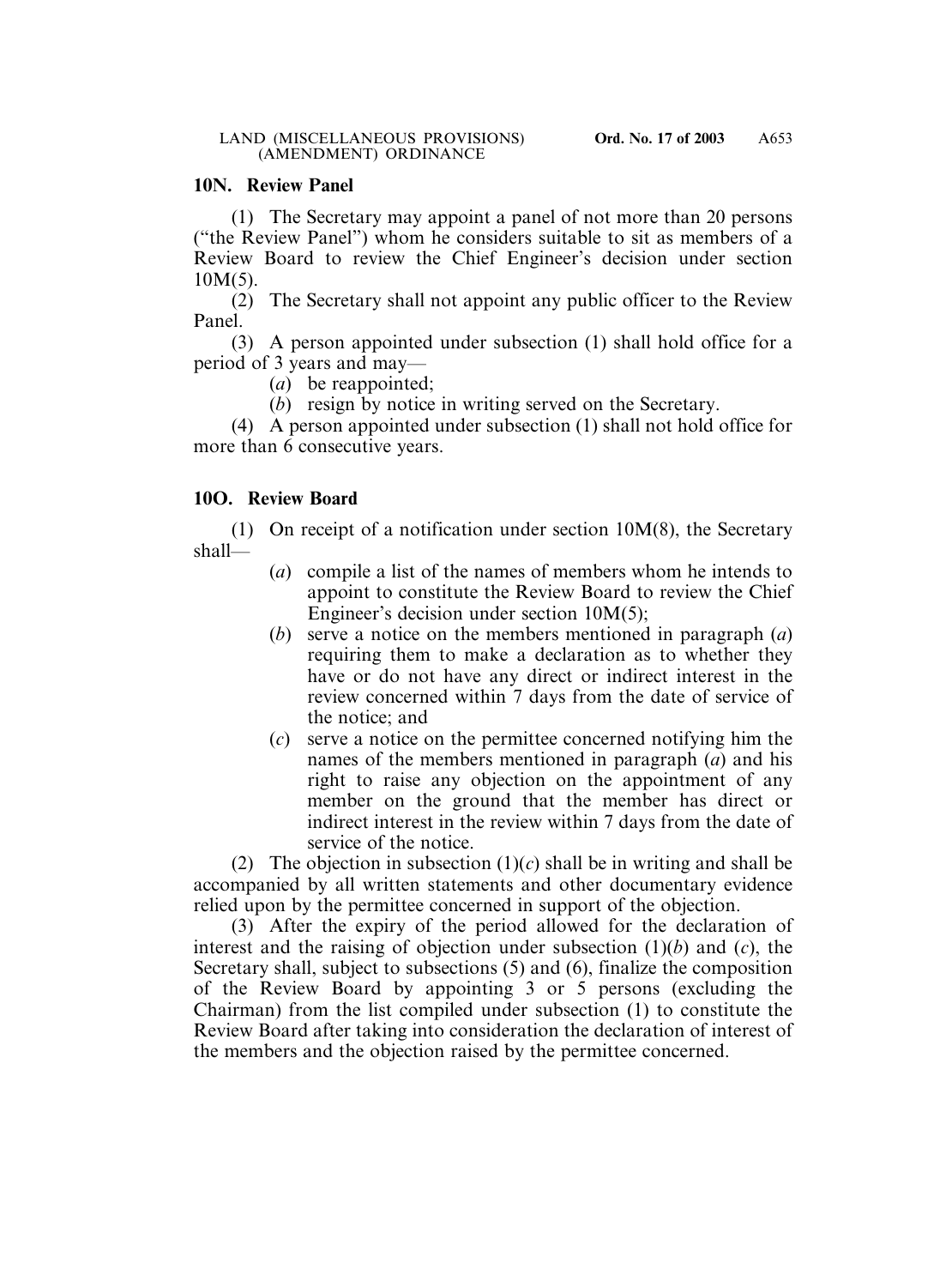**10N. Review Panel**

(1) The Secretary may appoint a panel of not more than 20 persons ("the Review Panel") whom he considers suitable to sit as members of a Review Board to review the Chief Engineer's decision under section 10M(5).

(2) The Secretary shall not appoint any public officer to the Review Panel.

(3) A person appointed under subsection (1) shall hold office for a period of 3 years and may—

(*a*) be reappointed;

(*b*) resign by notice in writing served on the Secretary.

(4) A person appointed under subsection (1) shall not hold office for more than 6 consecutive years.

**10O. Review Board**

(1) On receipt of a notification under section 10M(8), the Secretary shall—

(*a*) compile a list of the names of members whom he intends to appoint to constitute the Review Board to review the Chief Engineer's decision under section 10M(5);

(*b*) serve a notice on the members mentioned in paragraph (*a*) requiring them to make a declaration as to whether they have or do not have any direct or indirect interest in the review concerned within 7 days from the date of service of the notice; and

(*c*) serve a notice on the permittee concerned notifying him the names of the members mentioned in paragraph (*a*) and his right to raise any objection on the appointment of any member on the ground that the member has direct or indirect interest in the review within 7 days from the date of service of the notice.

(2) The objection in subsection (1)(*c*) shall be in writing and shall be accompanied by all written statements and other documentary evidence relied upon by the permittee concerned in support of the objection.

(3) After the expiry of the period allowed for the declaration of interest and the raising of objection under subsection (1)(*b*) and (*c*), the Secretary shall, subject to subsections (5) and (6), finalize the composition of the Review Board by appointing 3 or 5 persons (excluding the Chairman) from the list compiled under subsection (1) to constitute the Review Board after taking into consideration the declaration of interest of the members and the objection raised by the permittee concerned.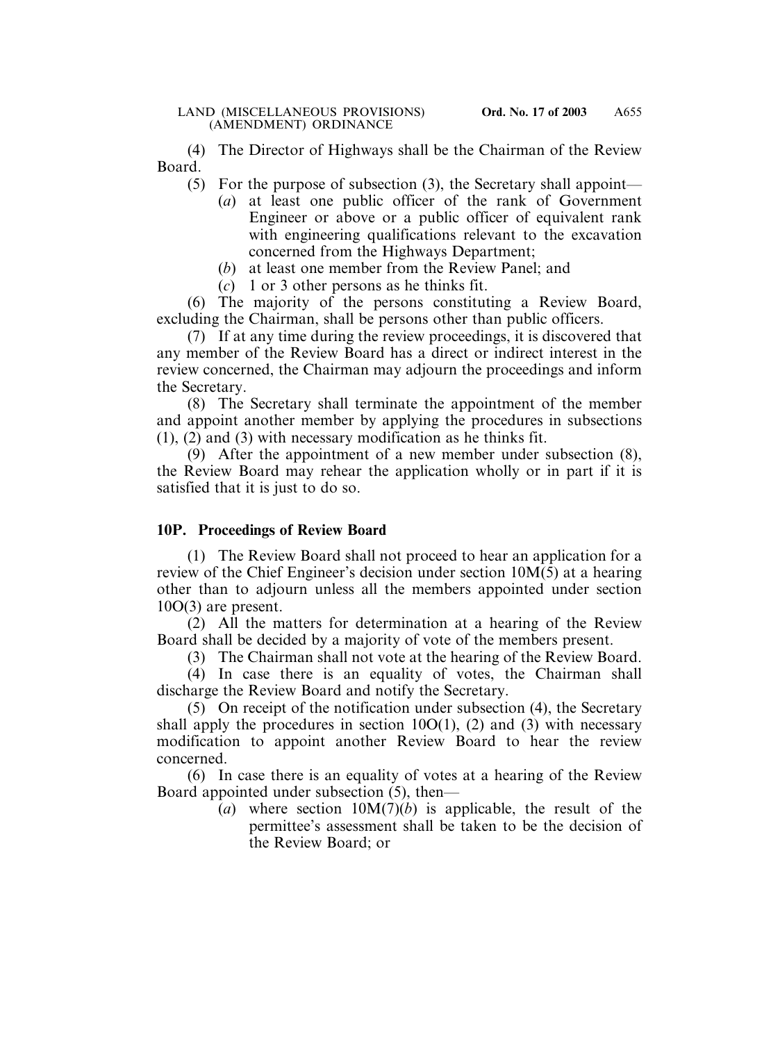(4) The Director of Highways shall be the Chairman of the Review Board.

(5) For the purpose of subsection (3), the Secretary shall appoint—

(*a*) at least one public officer of the rank of Government Engineer or above or a public officer of equivalent rank with engineering qualifications relevant to the excavation concerned from the Highways Department;

(*b*) at least one member from the Review Panel; and

(*c*) 1 or 3 other persons as he thinks fit.

(6) The majority of the persons constituting a Review Board, excluding the Chairman, shall be persons other than public officers.

(7) If at any time during the review proceedings, it is discovered that any member of the Review Board has a direct or indirect interest in the review concerned, the Chairman may adjourn the proceedings and inform the Secretary.

(8) The Secretary shall terminate the appointment of the member and appoint another member by applying the procedures in subsections (1), (2) and (3) with necessary modification as he thinks fit.

(9) After the appointment of a new member under subsection (8), the Review Board may rehear the application wholly or in part if it is satisfied that it is just to do so.

**10P. Proceedings of Review Board**

(1) The Review Board shall not proceed to hear an application for a review of the Chief Engineer's decision under section 10M(5) at a hearing other than to adjourn unless all the members appointed under section 10O(3) are present.

(2) All the matters for determination at a hearing of the Review Board shall be decided by a majority of vote of the members present.

(3) The Chairman shall not vote at the hearing of the Review Board.

(4) In case there is an equality of votes, the Chairman shall discharge the Review Board and notify the Secretary.

(5) On receipt of the notification under subsection (4), the Secretary shall apply the procedures in section 10O(1), (2) and (3) with necessary modification to appoint another Review Board to hear the review concerned.

(6) In case there is an equality of votes at a hearing of the Review Board appointed under subsection (5), then—

(*a*) where section 10M(7)(*b*) is applicable, the result of the permittee's assessment shall be taken to be the decision of the Review Board; or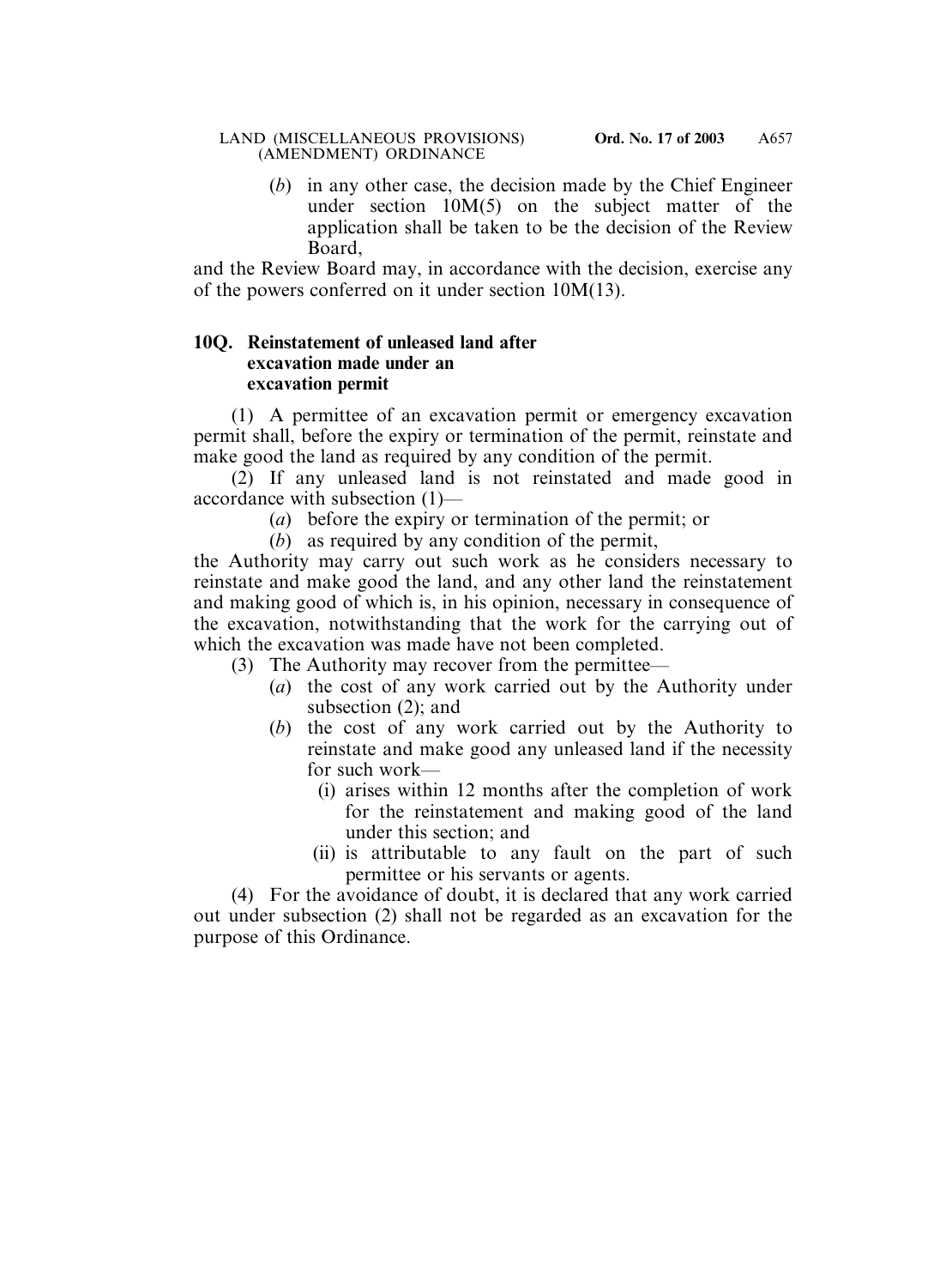(*b*) in any other case, the decision made by the Chief Engineer under section 10M(5) on the subject matter of the application shall be taken to be the decision of the Review Board,

and the Review Board may, in accordance with the decision, exercise any of the powers conferred on it under section 10M(13).

**10Q. Reinstatement of unleased land after excavation made under an excavation permit**

(1) A permittee of an excavation permit or emergency excavation permit shall, before the expiry or termination of the permit, reinstate and make good the land as required by any condition of the permit.

(2) If any unleased land is not reinstated and made good in accordance with subsection (1)—

(*a*) before the expiry or termination of the permit; or

(*b*) as required by any condition of the permit,

the Authority may carry out such work as he considers necessary to reinstate and make good the land, and any other land the reinstatement and making good of which is, in his opinion, necessary in consequence of the excavation, notwithstanding that the work for the carrying out of which the excavation was made have not been completed.

(3) The Authority may recover from the permittee—

(*a*) the cost of any work carried out by the Authority under subsection (2); and

(*b*) the cost of any work carried out by the Authority to reinstate and make good any unleased land if the necessity for such work—

(i) arises within 12 months after the completion of work for the reinstatement and making good of the land under this section; and

(ii) is attributable to any fault on the part of such permittee or his servants or agents.

(4) For the avoidance of doubt, it is declared that any work carried out under subsection (2) shall not be regarded as an excavation for the purpose of this Ordinance.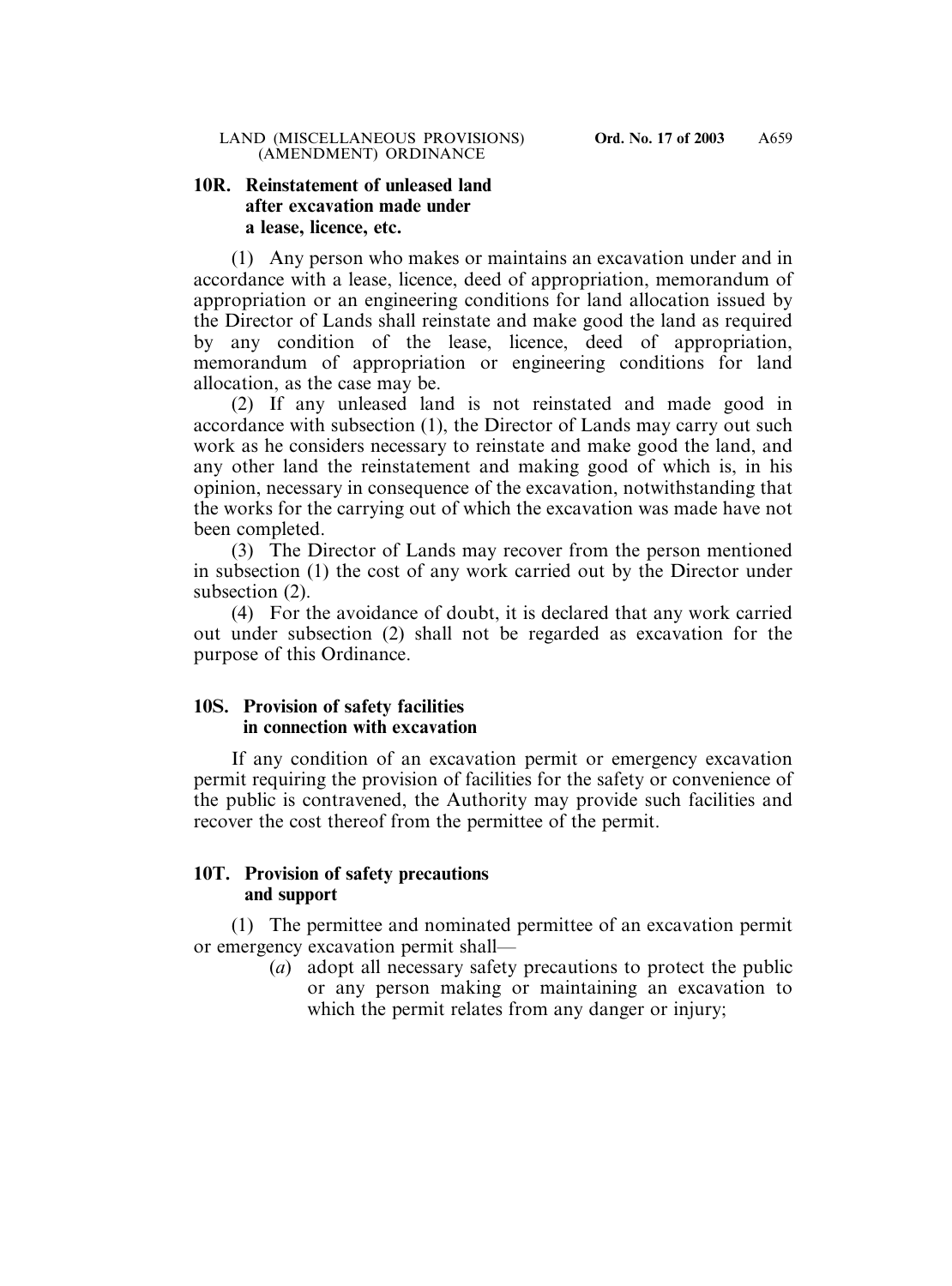### 10R. Reinstatement of unleased land after excavation made under a lease, licence, etc.

(1) Any person who makes or maintains an excavation under and in accordance with a lease, licence, deed of appropriation, memorandum of appropriation or an engineering conditions for land allocation issued by the Director of Lands shall reinstate and make good the land as required by any condition of the lease, licence, deed of appropriation, memorandum of appropriation or engineering conditions for land allocation, as the case may be.

(2) If any unleased land is not reinstated and made good in accordance with subsection (1), the Director of Lands may carry out such work as he considers necessary to reinstate and make good the land, and any other land the reinstatement and making good of which is, in his opinion, necessary in consequence of the excavation, notwithstanding that the works for the carrying out of which the excavation was made have not been completed.

(3) The Director of Lands may recover from the person mentioned in subsection (1) the cost of any work carried out by the Director under subsection (2).

(4) For the avoidance of doubt, it is declared that any work carried out under subsection (2) shall not be regarded as excavation for the purpose of this Ordinance.

### 10S. Provision of safety facilities in connection with excavation

If any condition of an excavation permit or emergency excavation permit requiring the provision of facilities for the safety or convenience of the public is contravened, the Authority may provide such facilities and recover the cost thereof from the permittee of the permit.

### 10T. Provision of safety precautions and support

(1) The permittee and nominated permittee of an excavation permit or emergency excavation permit shall—

(*a*) adopt all necessary safety precautions to protect the public or any person making or maintaining an excavation to which the permit relates from any danger or injury;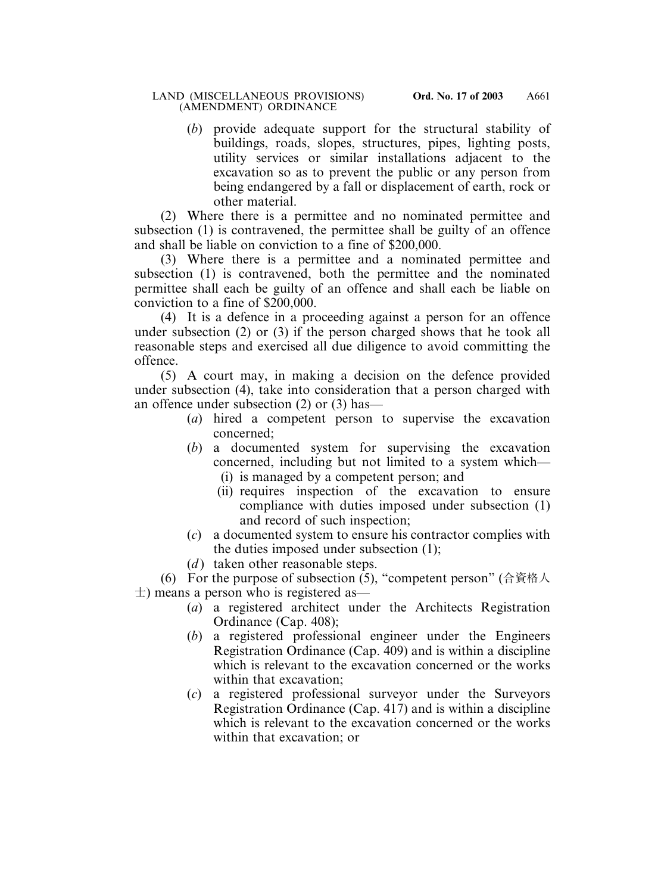(*b*) provide adequate support for the structural stability of buildings, roads, slopes, structures, pipes, lighting posts, utility services or similar installations adjacent to the excavation so as to prevent the public or any person from being endangered by a fall or displacement of earth, rock or other material.

(2) Where there is a permittee and no nominated permittee and subsection (1) is contravened, the permittee shall be guilty of an offence and shall be liable on conviction to a fine of $200,000.

(3) Where there is a permittee and a nominated permittee and subsection (1) is contravened, both the permittee and the nominated permittee shall each be guilty of an offence and shall each be liable on conviction to a fine of $200,000.

(4) It is a defence in a proceeding against a person for an offence under subsection (2) or (3) if the person charged shows that he took all reasonable steps and exercised all due diligence to avoid committing the offence.

(5) A court may, in making a decision on the defence provided under subsection (4), take into consideration that a person charged with an offence under subsection (2) or (3) has—

(*a*) hired a competent person to supervise the excavation concerned;

(*b*) a documented system for supervising the excavation concerned, including but not limited to a system which—

(i) is managed by a competent person; and

(ii) requires inspection of the excavation to ensure compliance with duties imposed under subsection (1) and record of such inspection;

(*c*) a documented system to ensure his contractor complies with the duties imposed under subsection (1);

(*d*) taken other reasonable steps.

(6) For the purpose of subsection (5), "competent person" (合資格人士) means a person who is registered as—

(*a*) a registered architect under the Architects Registration Ordinance (Cap. 408);

(*b*) a registered professional engineer under the Engineers Registration Ordinance (Cap. 409) and is within a discipline which is relevant to the excavation concerned or the works within that excavation;

(*c*) a registered professional surveyor under the Surveyors Registration Ordinance (Cap. 417) and is within a discipline which is relevant to the excavation concerned or the works within that excavation; or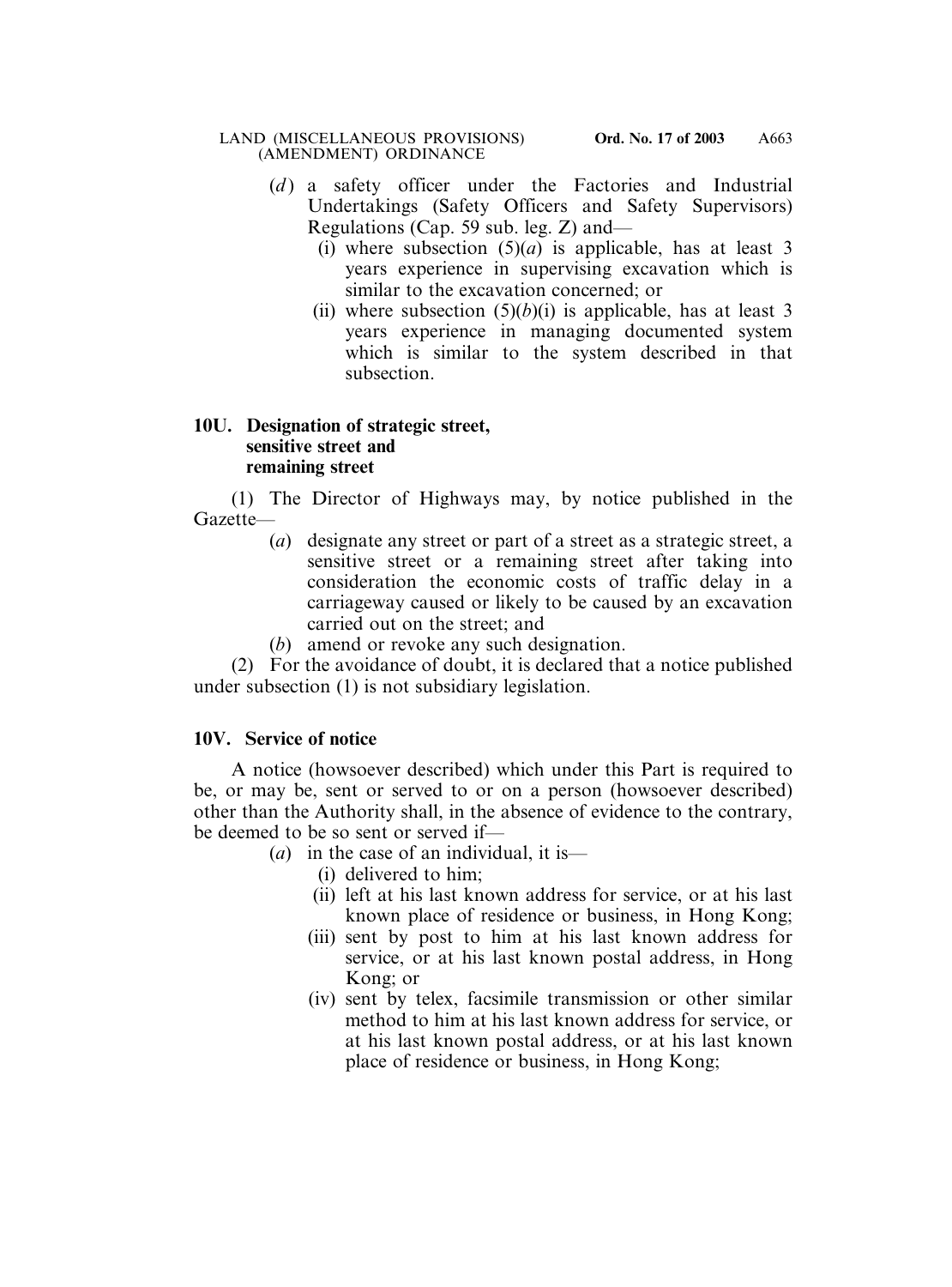(*d*) a safety officer under the Factories and Industrial Undertakings (Safety Officers and Safety Supervisors) Regulations (Cap. 59 sub. leg. Z) and—

(i) where subsection (5)(*a*) is applicable, has at least 3 years experience in supervising excavation which is similar to the excavation concerned; or

(ii) where subsection (5)(*b*)(i) is applicable, has at least 3 years experience in managing documented system which is similar to the system described in that subsection.

**10U. Designation of strategic street, sensitive street and remaining street**

(1) The Director of Highways may, by notice published in the Gazette—

(*a*) designate any street or part of a street as a strategic street, a sensitive street or a remaining street after taking into consideration the economic costs of traffic delay in a carriageway caused or likely to be caused by an excavation carried out on the street; and

(*b*) amend or revoke any such designation.

(2) For the avoidance of doubt, it is declared that a notice published under subsection (1) is not subsidiary legislation.

**10V. Service of notice**

A notice (howsoever described) which under this Part is required to be, or may be, sent or served to or on a person (howsoever described) other than the Authority shall, in the absence of evidence to the contrary, be deemed to be so sent or served if—

(*a*) in the case of an individual, it is—

(i) delivered to him;

(ii) left at his last known address for service, or at his last known place of residence or business, in Hong Kong;

(iii) sent by post to him at his last known address for service, or at his last known postal address, in Hong Kong; or

(iv) sent by telex, facsimile transmission or other similar method to him at his last known address for service, or at his last known postal address, or at his last known place of residence or business, in Hong Kong;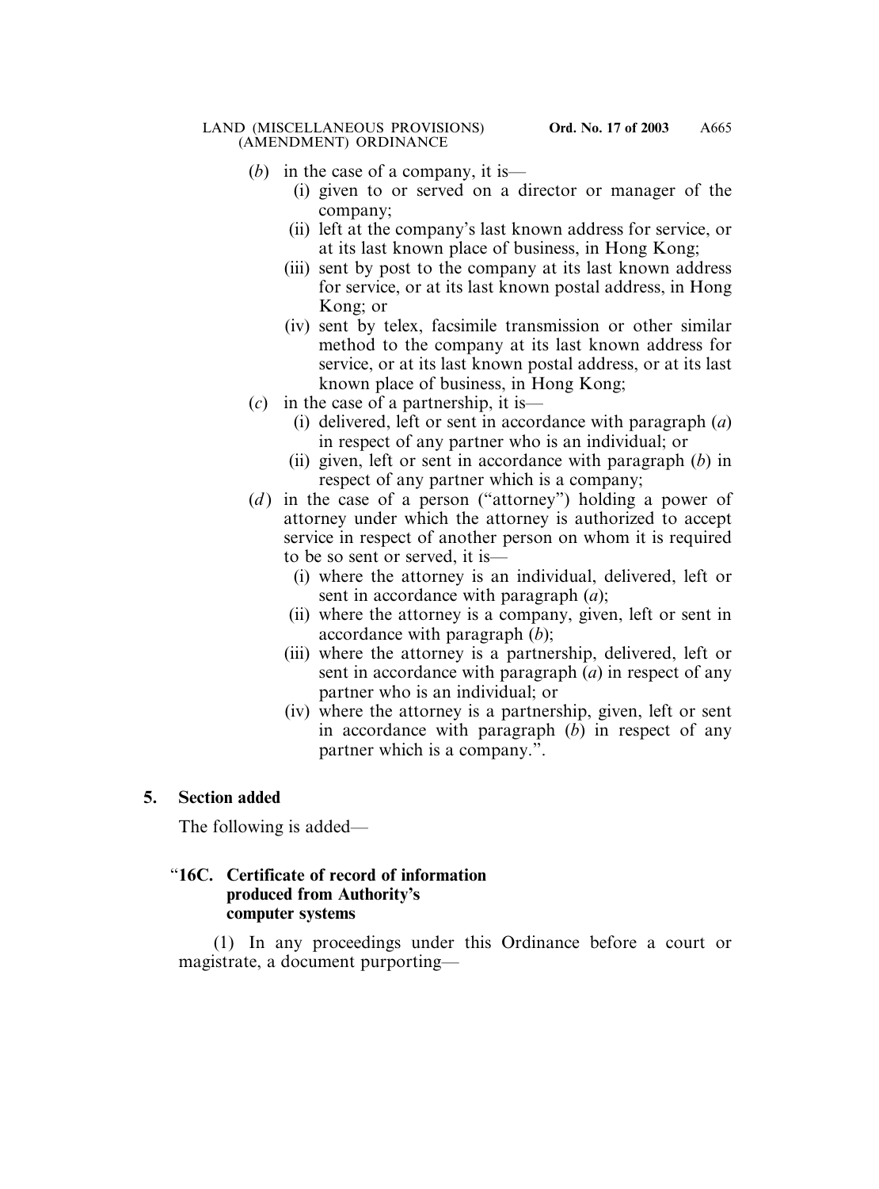(*b*) in the case of a company, it is—

(i) given to or served on a director or manager of the company;

(ii) left at the company's last known address for service, or at its last known place of business, in Hong Kong;

(iii) sent by post to the company at its last known address for service, or at its last known postal address, in Hong Kong; or

(iv) sent by telex, facsimile transmission or other similar method to the company at its last known address for service, or at its last known postal address, or at its last known place of business, in Hong Kong;

(*c*) in the case of a partnership, it is—

(i) delivered, left or sent in accordance with paragraph (*a*) in respect of any partner who is an individual; or

(ii) given, left or sent in accordance with paragraph (*b*) in respect of any partner which is a company;

(*d*) in the case of a person ("attorney") holding a power of attorney under which the attorney is authorized to accept service in respect of another person on whom it is required to be so sent or served, it is—

(i) where the attorney is an individual, delivered, left or sent in accordance with paragraph (*a*);

(ii) where the attorney is a company, given, left or sent in accordance with paragraph (*b*);

(iii) where the attorney is a partnership, delivered, left or sent in accordance with paragraph (*a*) in respect of any partner who is an individual; or

(iv) where the attorney is a partnership, given, left or sent in accordance with paragraph (*b*) in respect of any partner which is a company.".

**5. Section added**

The following is added—

"**16C. Certificate of record of information produced from Authority's computer systems**

(1) In any proceedings under this Ordinance before a court or magistrate, a document purporting—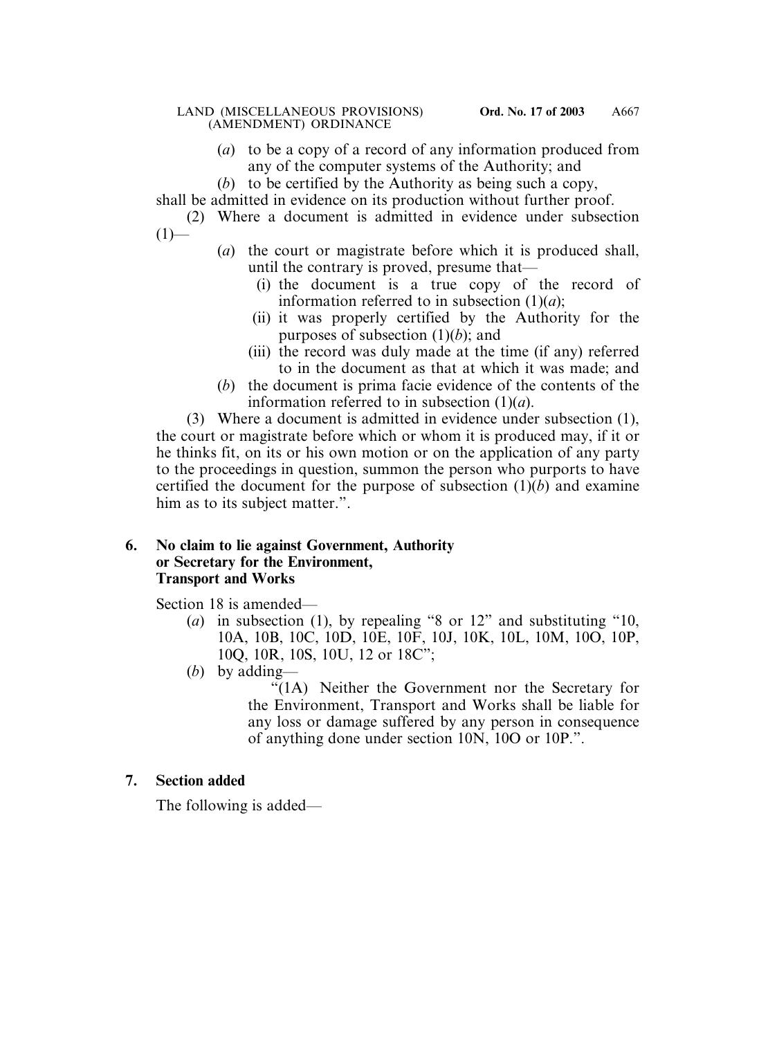(*a*) to be a copy of a record of any information produced from any of the computer systems of the Authority; and

(*b*) to be certified by the Authority as being such a copy,

shall be admitted in evidence on its production without further proof.

(2) Where a document is admitted in evidence under subsection (1)—

(*a*) the court or magistrate before which it is produced shall, until the contrary is proved, presume that—

(i) the document is a true copy of the record of information referred to in subsection (1)(*a*);

(ii) it was properly certified by the Authority for the purposes of subsection (1)(*b*); and

(iii) the record was duly made at the time (if any) referred to in the document as that at which it was made; and

(*b*) the document is prima facie evidence of the contents of the information referred to in subsection (1)(*a*).

(3) Where a document is admitted in evidence under subsection (1), the court or magistrate before which or whom it is produced may, if it or he thinks fit, on its or his own motion or on the application of any party to the proceedings in question, summon the person who purports to have certified the document for the purpose of subsection (1)(*b*) and examine him as to its subject matter.".

**6. No claim to lie against Government, Authority or Secretary for the Environment, Transport and Works**

Section 18 is amended—

(*a*) in subsection (1), by repealing "8 or 12" and substituting "10, 10A, 10B, 10C, 10D, 10E, 10F, 10J, 10K, 10L, 10M, 10O, 10P, 10Q, 10R, 10S, 10U, 12 or 18C";

(*b*) by adding—

"(1A) Neither the Government nor the Secretary for the Environment, Transport and Works shall be liable for any loss or damage suffered by any person in consequence of anything done under section 10N, 10O or 10P.".

**7. Section added**

The following is added—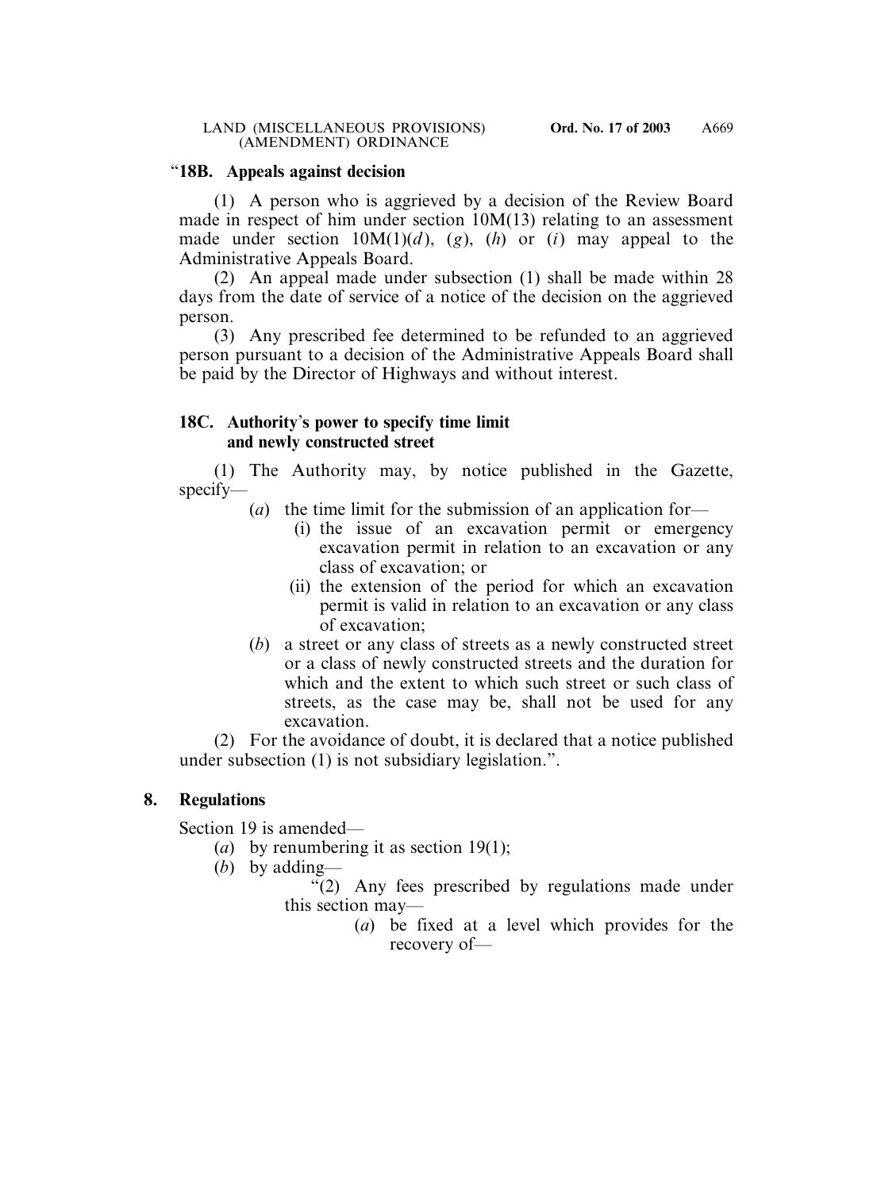"**18B. Appeals against decision**

(1) A person who is aggrieved by a decision of the Review Board made in respect of him under section 10M(13) relating to an assessment made under section 10M(1)(*d*), (*g*), (*h*) or (*i*) may appeal to the Administrative Appeals Board.

(2) An appeal made under subsection (1) shall be made within 28 days from the date of service of a notice of the decision on the aggrieved person.

(3) Any prescribed fee determined to be refunded to an aggrieved person pursuant to a decision of the Administrative Appeals Board shall be paid by the Director of Highways and without interest.

**18C. Authority's power to specify time limit and newly constructed street**

(1) The Authority may, by notice published in the Gazette, specify—

- (*a*) the time limit for the submission of an application for—
  - (i) the issue of an excavation permit or emergency excavation permit in relation to an excavation or any class of excavation; or
  - (ii) the extension of the period for which an excavation permit is valid in relation to an excavation or any class of excavation;
- (*b*) a street or any class of streets as a newly constructed street or a class of newly constructed streets and the duration for which and the extent to which such street or such class of streets, as the case may be, shall not be used for any excavation.

(2) For the avoidance of doubt, it is declared that a notice published under subsection (1) is not subsidiary legislation.".

**8. Regulations**

Section 19 is amended—

- (*a*) by renumbering it as section 19(1);
- (*b*) by adding—

  "(2) Any fees prescribed by regulations made under this section may—

  - (*a*) be fixed at a level which provides for the recovery of—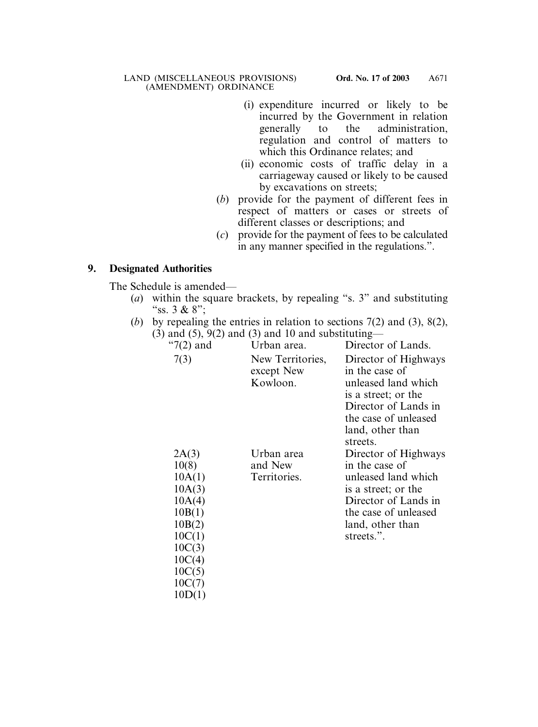(i) expenditure incurred or likely to be incurred by the Government in relation generally to the administration, regulation and control of matters to which this Ordinance relates; and

(ii) economic costs of traffic delay in a carriageway caused or likely to be caused by excavations on streets;

(*b*) provide for the payment of different fees in respect of matters or cases or streets of different classes or descriptions; and

(*c*) provide for the payment of fees to be calculated in any manner specified in the regulations.".

## 9. Designated Authorities

The Schedule is amended—

(*a*) within the square brackets, by repealing "s. 3" and substituting "ss. 3 & 8";

(*b*) by repealing the entries in relation to sections 7(2) and (3), 8(2), (3) and (5), 9(2) and (3) and 10 and substituting—

| | | |
|---|---|---|
| "7(2) and 7(3) | Urban area. | Director of Lands. |
| | New Territories, except New Kowloon. | Director of Highways in the case of unleased land which is a street; or the Director of Lands in the case of unleased land, other than streets. |
| 2A(3) 10(8) 10A(1) 10A(3) 10A(4) 10B(1) 10B(2) 10C(1) 10C(3) 10C(4) 10C(5) 10C(7) 10D(1) | Urban area and New Territories. | Director of Highways in the case of unleased land which is a street; or the Director of Lands in the case of unleased land, other than streets.". |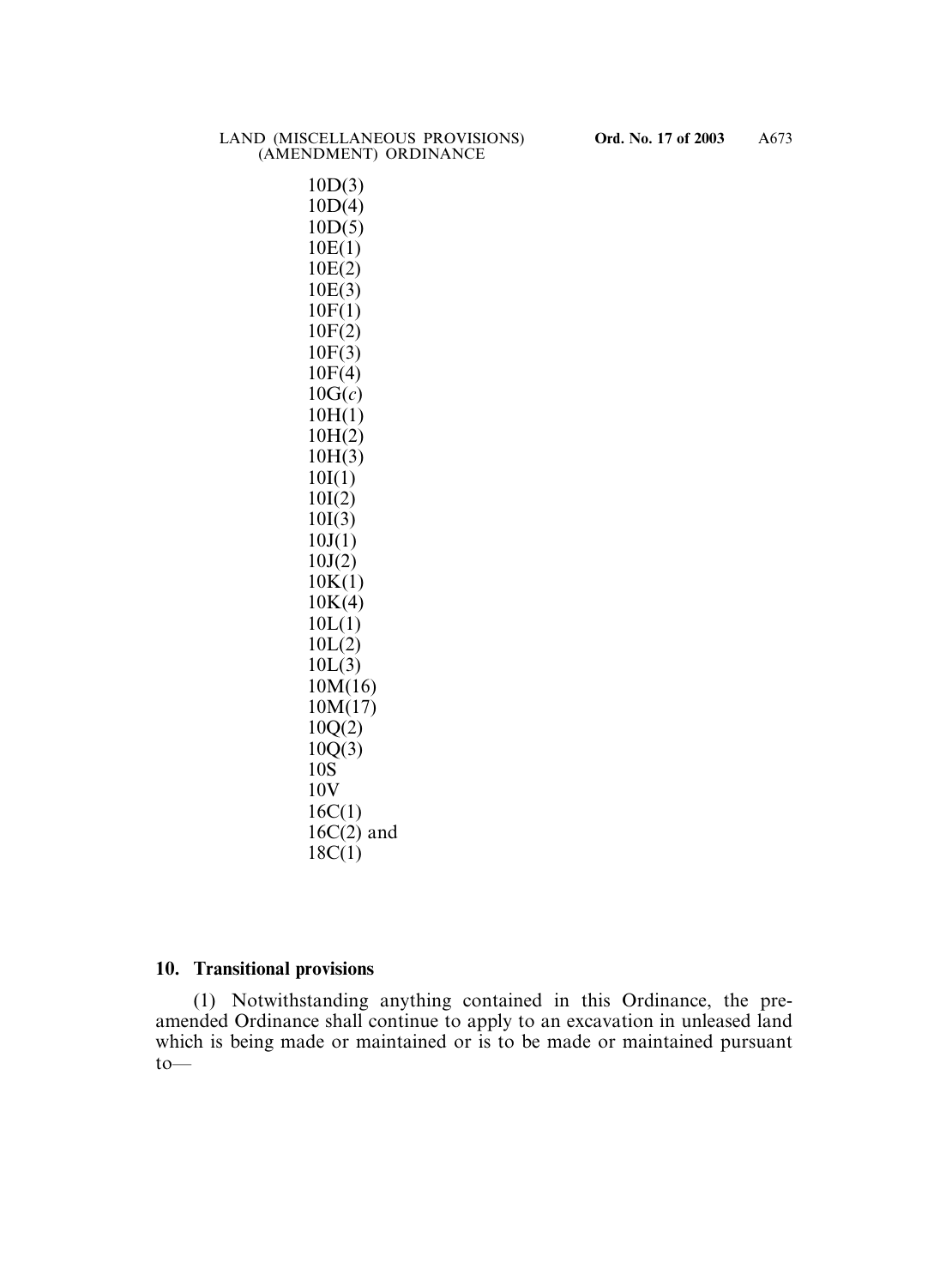10D(3)
10D(4)
10D(5)
10E(1)
10E(2)
10E(3)
10F(1)
10F(2)
10F(3)
10F(4)
10G(*c*)
10H(1)
10H(2)
10H(3)
10I(1)
10I(2)
10I(3)
10J(1)
10J(2)
10K(1)
10K(4)
10L(1)
10L(2)
10L(3)
10M(16)
10M(17)
10Q(2)
10Q(3)
10S
10V
16C(1)
16C(2) and
18C(1)

**10. Transitional provisions**

(1) Notwithstanding anything contained in this Ordinance, the pre-amended Ordinance shall continue to apply to an excavation in unleased land which is being made or maintained or is to be made or maintained pursuant to—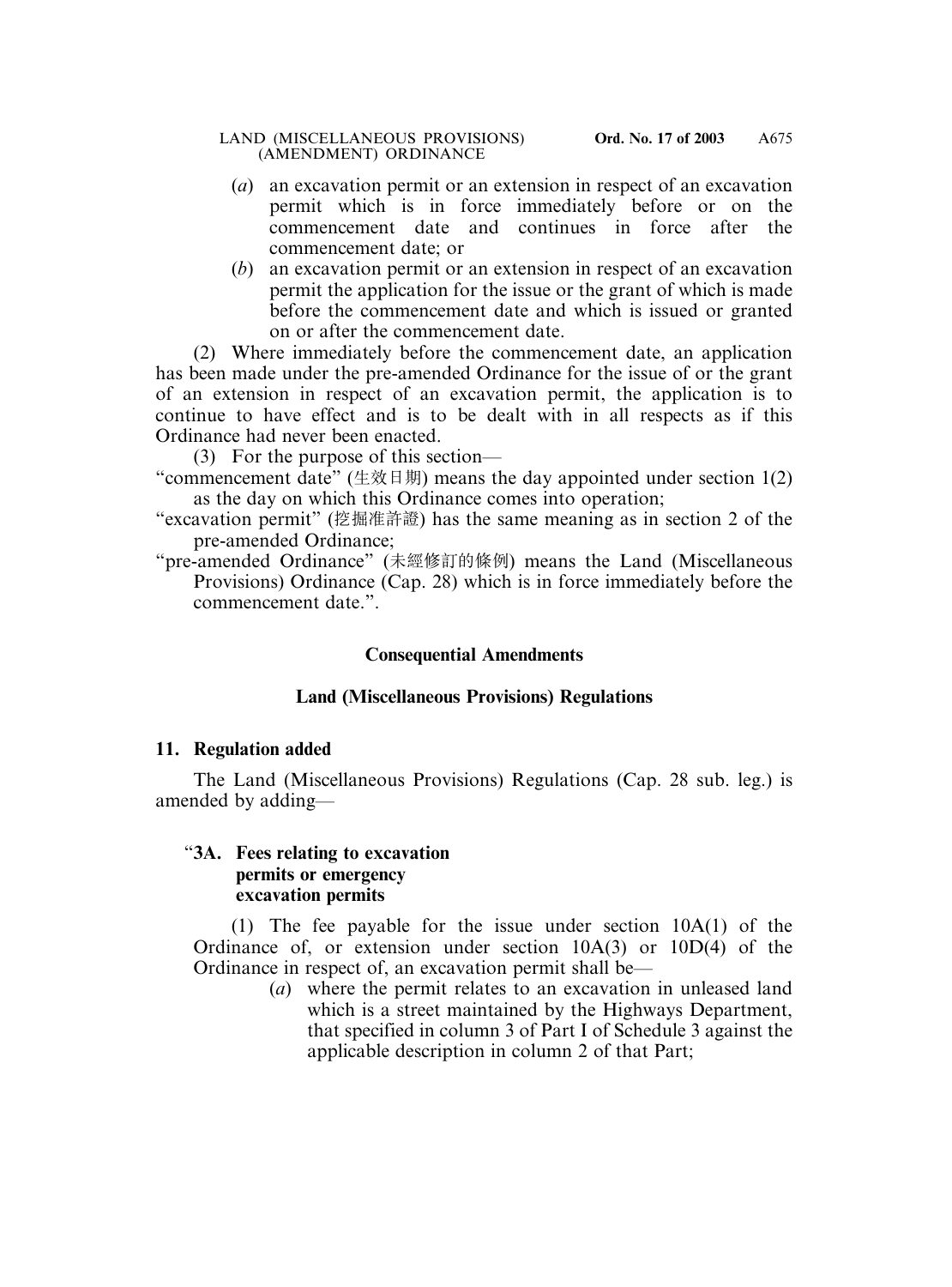(*a*) an excavation permit or an extension in respect of an excavation permit which is in force immediately before or on the commencement date and continues in force after the commencement date; or

(*b*) an excavation permit or an extension in respect of an excavation permit the application for the issue or the grant of which is made before the commencement date and which is issued or granted on or after the commencement date.

(2) Where immediately before the commencement date, an application has been made under the pre-amended Ordinance for the issue of or the grant of an extension in respect of an excavation permit, the application is to continue to have effect and is to be dealt with in all respects as if this Ordinance had never been enacted.

(3) For the purpose of this section—

"commencement date" (生效日期) means the day appointed under section 1(2) as the day on which this Ordinance comes into operation;

"excavation permit" (挖掘准許證) has the same meaning as in section 2 of the pre-amended Ordinance;

"pre-amended Ordinance" (未經修訂的條例) means the Land (Miscellaneous Provisions) Ordinance (Cap. 28) which is in force immediately before the commencement date.".

## Consequential Amendments

## Land (Miscellaneous Provisions) Regulations

### 11. Regulation added

The Land (Miscellaneous Provisions) Regulations (Cap. 28 sub. leg.) is amended by adding—

"**3A. Fees relating to excavation permits or emergency excavation permits**

(1) The fee payable for the issue under section 10A(1) of the Ordinance of, or extension under section 10A(3) or 10D(4) of the Ordinance in respect of, an excavation permit shall be—

(*a*) where the permit relates to an excavation in unleased land which is a street maintained by the Highways Department, that specified in column 3 of Part I of Schedule 3 against the applicable description in column 2 of that Part;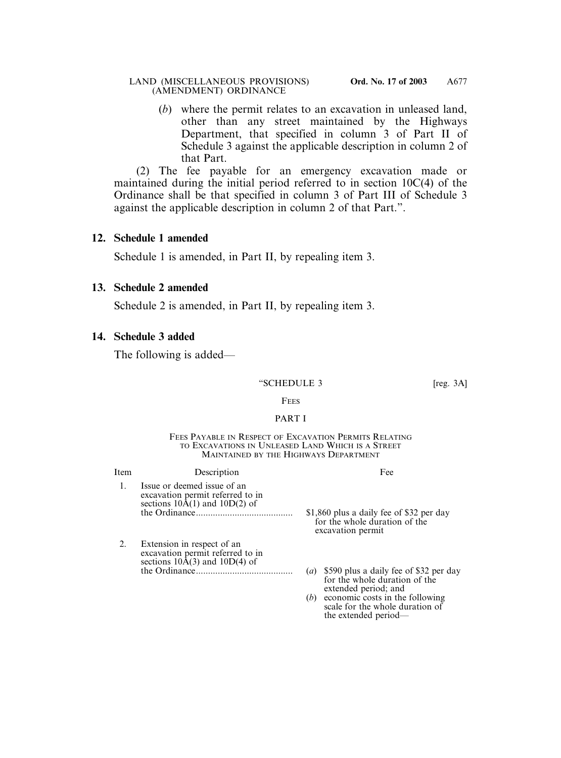(*b*) where the permit relates to an excavation in unleased land, other than any street maintained by the Highways Department, that specified in column 3 of Part II of Schedule 3 against the applicable description in column 2 of that Part.

(2) The fee payable for an emergency excavation made or maintained during the initial period referred to in section 10C(4) of the Ordinance shall be that specified in column 3 of Part III of Schedule 3 against the applicable description in column 2 of that Part.".

**12. Schedule 1 amended**

Schedule 1 is amended, in Part II, by repealing item 3.

**13. Schedule 2 amended**

Schedule 2 is amended, in Part II, by repealing item 3.

**14. Schedule 3 added**

The following is added—

"SCHEDULE 3 [reg. 3A]

FEES

PART I

FEES PAYABLE IN RESPECT OF EXCAVATION PERMITS RELATING TO EXCAVATIONS IN UNLEASED LAND WHICH IS A STREET MAINTAINED BY THE HIGHWAYS DEPARTMENT

| Item | Description | Fee |
|---|---|---|
| 1. | Issue or deemed issue of an excavation permit referred to in sections 10A(1) and 10D(2) of the Ordinance........................................ | $1,860 plus a daily fee of $32 per day for the whole duration of the excavation permit |
| 2. | Extension in respect of an excavation permit referred to in sections 10A(3) and 10D(4) of the Ordinance........................................ | (*a*) $590 plus a daily fee of $32 per day for the whole duration of the extended period; and<br>(*b*) economic costs in the following scale for the whole duration of the extended period— |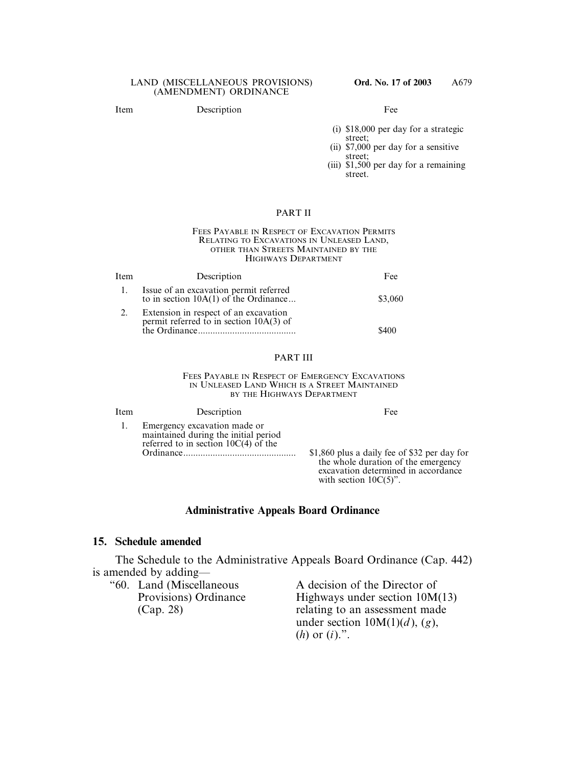| Item | Description | Fee |
|---|---|---|
| | | (i) $18,000 per day for a strategic street;<br>(ii) $7,000 per day for a sensitive street;<br>(iii) $1,500 per day for a remaining street. |

PART II

FEES PAYABLE IN RESPECT OF EXCAVATION PERMITS RELATING TO EXCAVATIONS IN UNLEASED LAND, OTHER THAN STREETS MAINTAINED BY THE HIGHWAYS DEPARTMENT

| Item | Description | Fee |
|---|---|---|
| 1. | Issue of an excavation permit referred to in section 10A(1) of the Ordinance... | $3,060 |
| 2. | Extension in respect of an excavation permit referred to in section 10A(3) of the Ordinance........................................ | $400 |

PART III

FEES PAYABLE IN RESPECT OF EMERGENCY EXCAVATIONS IN UNLEASED LAND WHICH IS A STREET MAINTAINED BY THE HIGHWAYS DEPARTMENT

| Item | Description | Fee |
|---|---|---|
| 1. | Emergency excavation made or maintained during the initial period referred to in section 10C(4) of the Ordinance............................................. | $1,860 plus a daily fee of $32 per day for the whole duration of the emergency excavation determined in accordance with section 10C(5)". |

## Administrative Appeals Board Ordinance

### 15. Schedule amended

The Schedule to the Administrative Appeals Board Ordinance (Cap. 442) is amended by adding—

| | |
|---|---|
| "60. Land (Miscellaneous Provisions) Ordinance (Cap. 28) | A decision of the Director of Highways under section 10M(13) relating to an assessment made under section 10M(1)(*d*), (*g*), (*h*) or (*i*).". |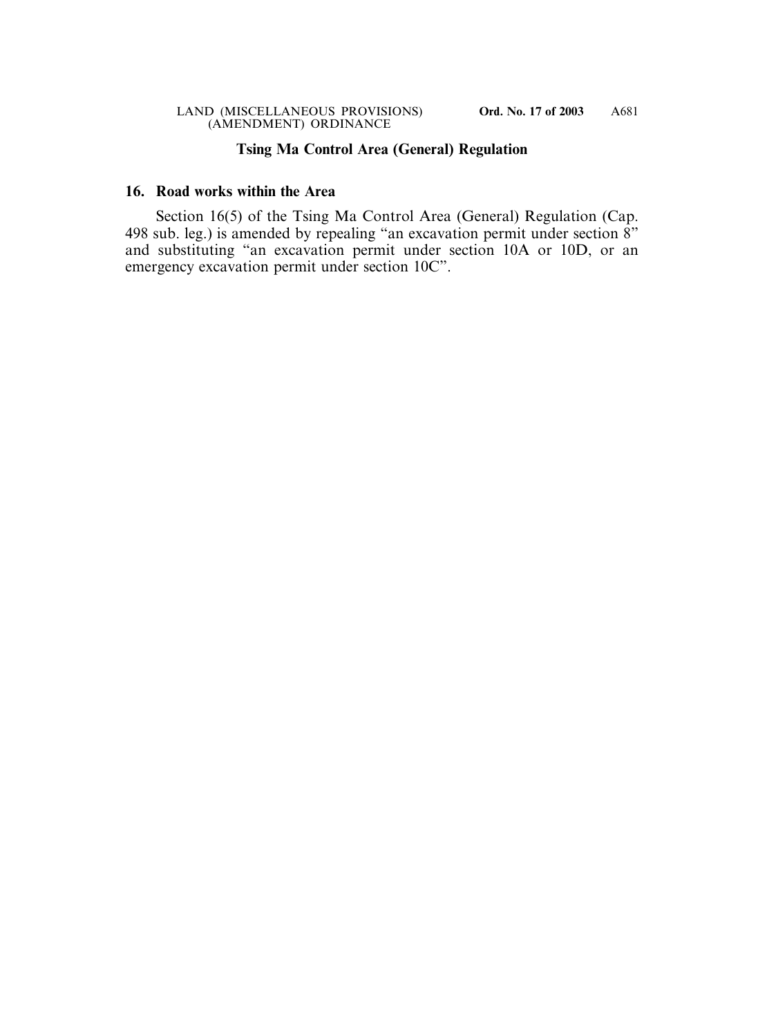## Tsing Ma Control Area (General) Regulation

### 16. Road works within the Area

Section 16(5) of the Tsing Ma Control Area (General) Regulation (Cap. 498 sub. leg.) is amended by repealing "an excavation permit under section 8" and substituting "an excavation permit under section 10A or 10D, or an emergency excavation permit under section 10C".